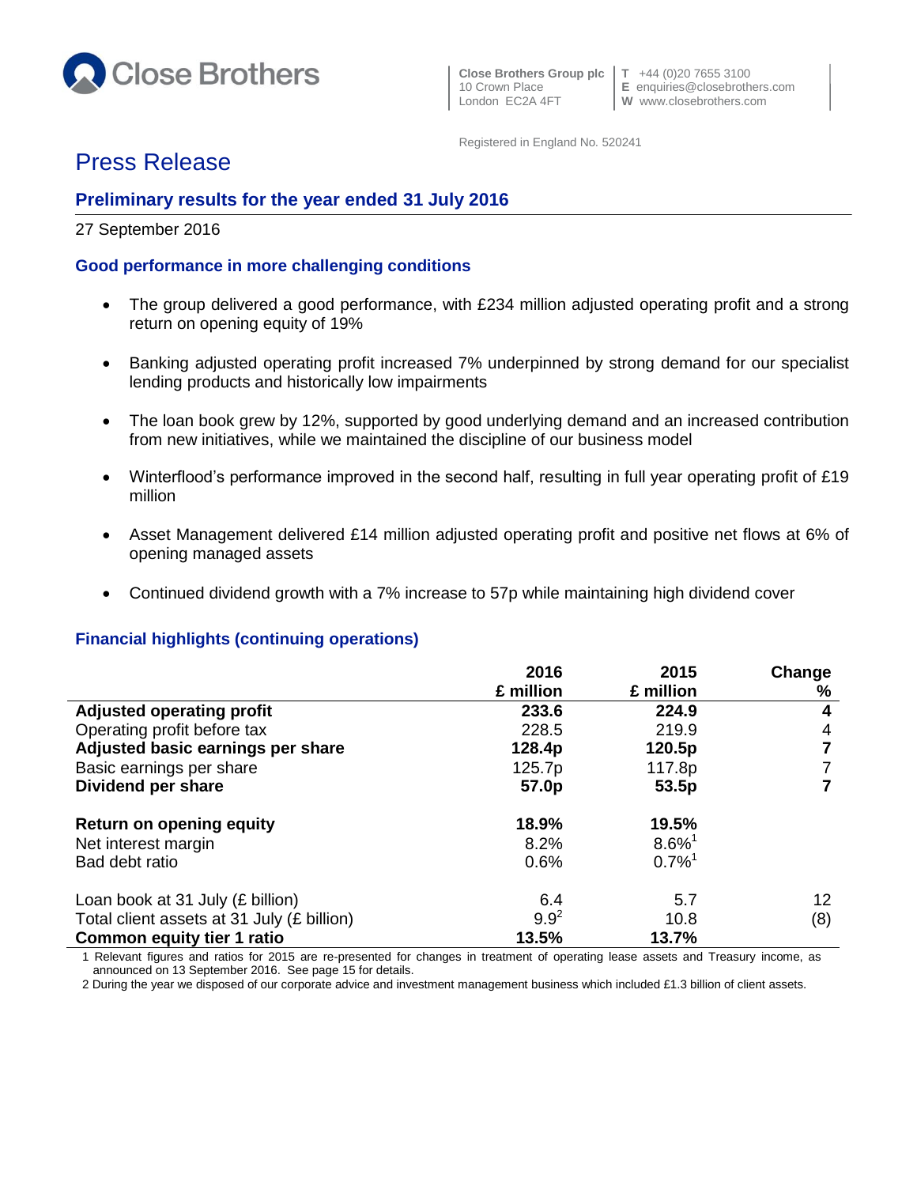Close Brothers

Close Brothers Group plc
10 Crown Place
London EC2A 4FT

T +44 (0)20 7655 3100
E enquiries@closebrothers.com
W www.closebrothers.com

Registered in England No. 520241

# Press Release

## Preliminary results for the year ended 31 July 2016

27 September 2016

### Good performance in more challenging conditions

- The group delivered a good performance, with £234 million adjusted operating profit and a strong return on opening equity of 19%
- Banking adjusted operating profit increased 7% underpinned by strong demand for our specialist lending products and historically low impairments
- The loan book grew by 12%, supported by good underlying demand and an increased contribution from new initiatives, while we maintained the discipline of our business model
- Winterflood's performance improved in the second half, resulting in full year operating profit of £19 million
- Asset Management delivered £14 million adjusted operating profit and positive net flows at 6% of opening managed assets
- Continued dividend growth with a 7% increase to 57p while maintaining high dividend cover

### Financial highlights (continuing operations)

| | 2016 £ million | 2015 £ million | Change % |
|---|---|---|---|
| **Adjusted operating profit** | **233.6** | **224.9** | **4** |
| Operating profit before tax | 228.5 | 219.9 | 4 |
| **Adjusted basic earnings per share** | **128.4p** | **120.5p** | **7** |
| Basic earnings per share | 125.7p | 117.8p | 7 |
| **Dividend per share** | **57.0p** | **53.5p** | **7** |
| | | | |
| **Return on opening equity** | **18.9%** | **19.5%** | |
| Net interest margin | 8.2% | 8.6%[1] | |
| Bad debt ratio | 0.6% | 0.7%[1] | |
| | | | |
| Loan book at 31 July (£ billion) | 6.4 | 5.7 | 12 |
| Total client assets at 31 July (£ billion) | 9.9[2] | 10.8 | (8) |
| **Common equity tier 1 ratio** | **13.5%** | **13.7%** | |

1 Relevant figures and ratios for 2015 are re-presented for changes in treatment of operating lease assets and Treasury income, as announced on 13 September 2016. See page 15 for details.

2 During the year we disposed of our corporate advice and investment management business which included £1.3 billion of client assets.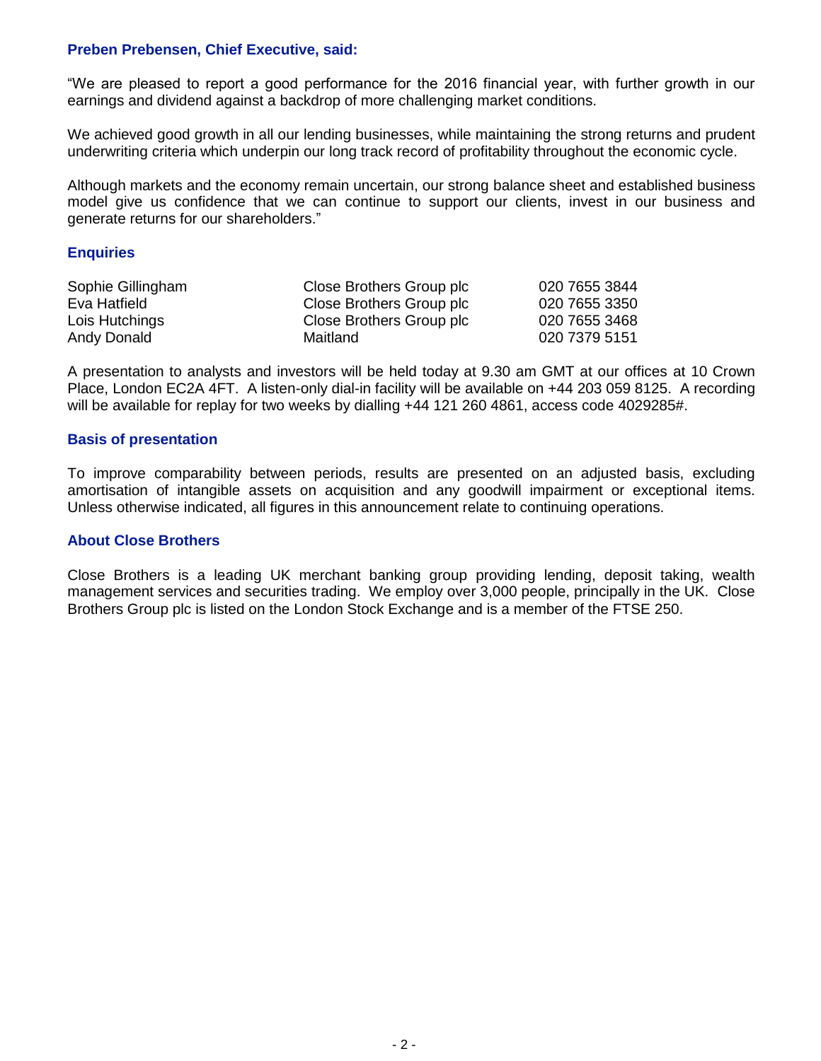### Preben Prebensen, Chief Executive, said:

"We are pleased to report a good performance for the 2016 financial year, with further growth in our earnings and dividend against a backdrop of more challenging market conditions.

We achieved good growth in all our lending businesses, while maintaining the strong returns and prudent underwriting criteria which underpin our long track record of profitability throughout the economic cycle.

Although markets and the economy remain uncertain, our strong balance sheet and established business model give us confidence that we can continue to support our clients, invest in our business and generate returns for our shareholders."

### Enquiries

| | | |
|---|---|---|
| Sophie Gillingham | Close Brothers Group plc | 020 7655 3844 |
| Eva Hatfield | Close Brothers Group plc | 020 7655 3350 |
| Lois Hutchings | Close Brothers Group plc | 020 7655 3468 |
| Andy Donald | Maitland | 020 7379 5151 |

A presentation to analysts and investors will be held today at 9.30 am GMT at our offices at 10 Crown Place, London EC2A 4FT. A listen-only dial-in facility will be available on +44 203 059 8125. A recording will be available for replay for two weeks by dialling +44 121 260 4861, access code 4029285#.

### Basis of presentation

To improve comparability between periods, results are presented on an adjusted basis, excluding amortisation of intangible assets on acquisition and any goodwill impairment or exceptional items. Unless otherwise indicated, all figures in this announcement relate to continuing operations.

### About Close Brothers

Close Brothers is a leading UK merchant banking group providing lending, deposit taking, wealth management services and securities trading. We employ over 3,000 people, principally in the UK. Close Brothers Group plc is listed on the London Stock Exchange and is a member of the FTSE 250.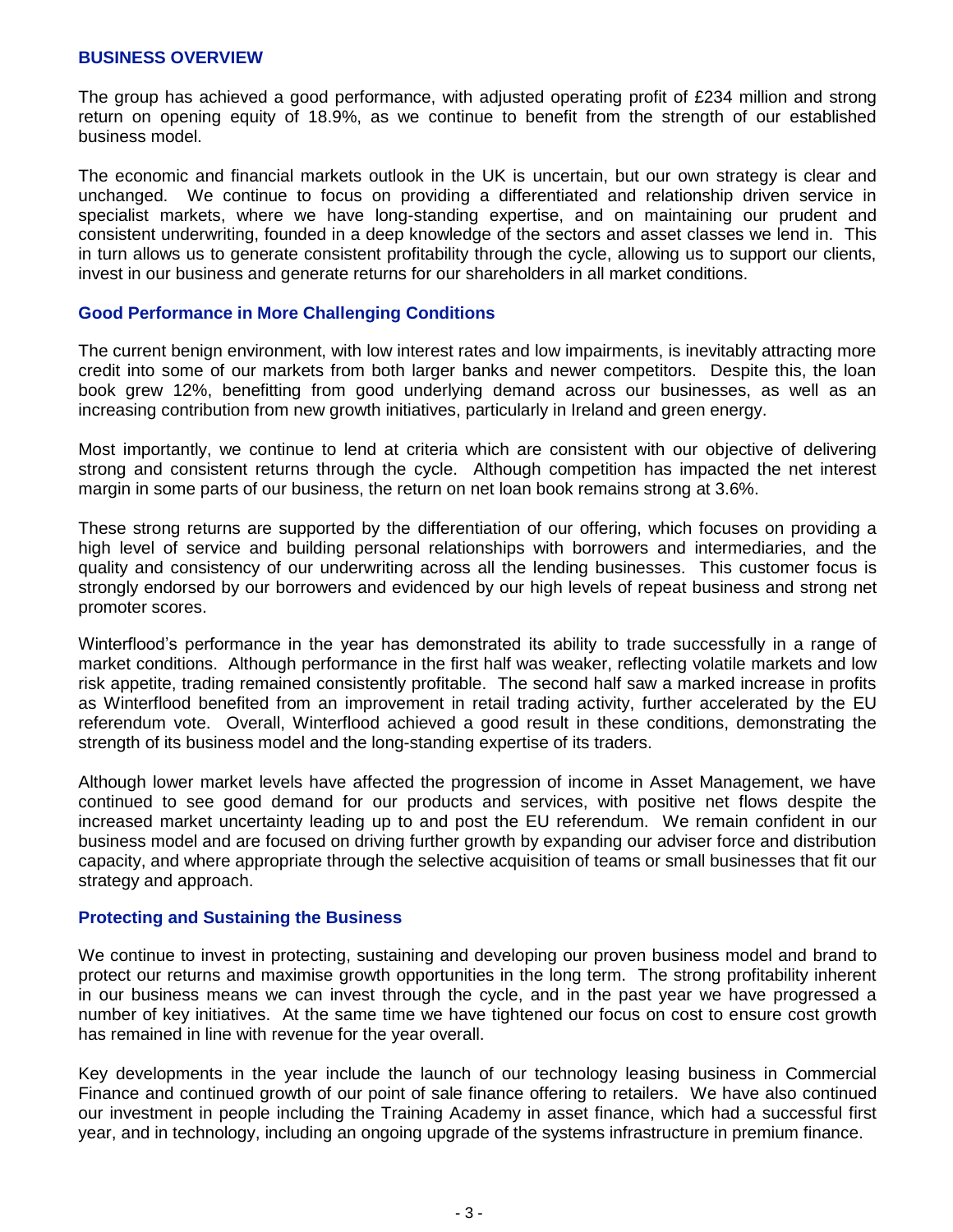## BUSINESS OVERVIEW

The group has achieved a good performance, with adjusted operating profit of £234 million and strong return on opening equity of 18.9%, as we continue to benefit from the strength of our established business model.

The economic and financial markets outlook in the UK is uncertain, but our own strategy is clear and unchanged. We continue to focus on providing a differentiated and relationship driven service in specialist markets, where we have long-standing expertise, and on maintaining our prudent and consistent underwriting, founded in a deep knowledge of the sectors and asset classes we lend in. This in turn allows us to generate consistent profitability through the cycle, allowing us to support our clients, invest in our business and generate returns for our shareholders in all market conditions.

### Good Performance in More Challenging Conditions

The current benign environment, with low interest rates and low impairments, is inevitably attracting more credit into some of our markets from both larger banks and newer competitors. Despite this, the loan book grew 12%, benefitting from good underlying demand across our businesses, as well as an increasing contribution from new growth initiatives, particularly in Ireland and green energy.

Most importantly, we continue to lend at criteria which are consistent with our objective of delivering strong and consistent returns through the cycle. Although competition has impacted the net interest margin in some parts of our business, the return on net loan book remains strong at 3.6%.

These strong returns are supported by the differentiation of our offering, which focuses on providing a high level of service and building personal relationships with borrowers and intermediaries, and the quality and consistency of our underwriting across all the lending businesses. This customer focus is strongly endorsed by our borrowers and evidenced by our high levels of repeat business and strong net promoter scores.

Winterflood's performance in the year has demonstrated its ability to trade successfully in a range of market conditions. Although performance in the first half was weaker, reflecting volatile markets and low risk appetite, trading remained consistently profitable. The second half saw a marked increase in profits as Winterflood benefited from an improvement in retail trading activity, further accelerated by the EU referendum vote. Overall, Winterflood achieved a good result in these conditions, demonstrating the strength of its business model and the long-standing expertise of its traders.

Although lower market levels have affected the progression of income in Asset Management, we have continued to see good demand for our products and services, with positive net flows despite the increased market uncertainty leading up to and post the EU referendum. We remain confident in our business model and are focused on driving further growth by expanding our adviser force and distribution capacity, and where appropriate through the selective acquisition of teams or small businesses that fit our strategy and approach.

### Protecting and Sustaining the Business

We continue to invest in protecting, sustaining and developing our proven business model and brand to protect our returns and maximise growth opportunities in the long term. The strong profitability inherent in our business means we can invest through the cycle, and in the past year we have progressed a number of key initiatives. At the same time we have tightened our focus on cost to ensure cost growth has remained in line with revenue for the year overall.

Key developments in the year include the launch of our technology leasing business in Commercial Finance and continued growth of our point of sale finance offering to retailers. We have also continued our investment in people including the Training Academy in asset finance, which had a successful first year, and in technology, including an ongoing upgrade of the systems infrastructure in premium finance.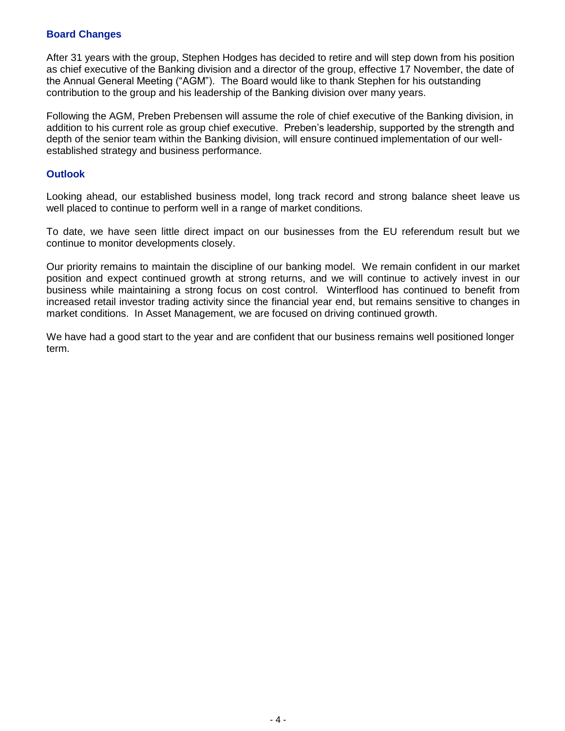## Board Changes

After 31 years with the group, Stephen Hodges has decided to retire and will step down from his position as chief executive of the Banking division and a director of the group, effective 17 November, the date of the Annual General Meeting ("AGM"). The Board would like to thank Stephen for his outstanding contribution to the group and his leadership of the Banking division over many years.

Following the AGM, Preben Prebensen will assume the role of chief executive of the Banking division, in addition to his current role as group chief executive. Preben's leadership, supported by the strength and depth of the senior team within the Banking division, will ensure continued implementation of our well-established strategy and business performance.

## Outlook

Looking ahead, our established business model, long track record and strong balance sheet leave us well placed to continue to perform well in a range of market conditions.

To date, we have seen little direct impact on our businesses from the EU referendum result but we continue to monitor developments closely.

Our priority remains to maintain the discipline of our banking model. We remain confident in our market position and expect continued growth at strong returns, and we will continue to actively invest in our business while maintaining a strong focus on cost control. Winterflood has continued to benefit from increased retail investor trading activity since the financial year end, but remains sensitive to changes in market conditions. In Asset Management, we are focused on driving continued growth.

We have had a good start to the year and are confident that our business remains well positioned longer term.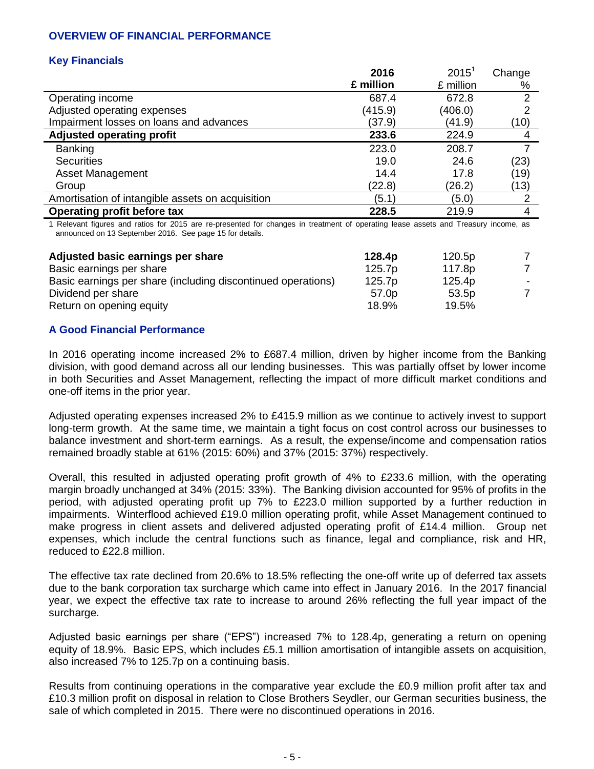## OVERVIEW OF FINANCIAL PERFORMANCE

### Key Financials

| | 2016 £ million | 2015[1] £ million | Change % |
|---|---|---|---|
| Operating income | 687.4 | 672.8 | 2 |
| Adjusted operating expenses | (415.9) | (406.0) | 2 |
| Impairment losses on loans and advances | (37.9) | (41.9) | (10) |
| **Adjusted operating profit** | **233.6** | 224.9 | 4 |
| Banking | 223.0 | 208.7 | 7 |
| Securities | 19.0 | 24.6 | (23) |
| Asset Management | 14.4 | 17.8 | (19) |
| Group | (22.8) | (26.2) | (13) |
| Amortisation of intangible assets on acquisition | (5.1) | (5.0) | 2 |
| **Operating profit before tax** | **228.5** | 219.9 | 4 |

1 Relevant figures and ratios for 2015 are re-presented for changes in treatment of operating lease assets and Treasury income, as announced on 13 September 2016. See page 15 for details.

| | 2016 | 2015 | Change % |
|---|---|---|---|
| **Adjusted basic earnings per share** | **128.4p** | 120.5p | 7 |
| Basic earnings per share | 125.7p | 117.8p | 7 |
| Basic earnings per share (including discontinued operations) | 125.7p | 125.4p | - |
| Dividend per share | 57.0p | 53.5p | 7 |
| Return on opening equity | 18.9% | 19.5% | |

### A Good Financial Performance

In 2016 operating income increased 2% to £687.4 million, driven by higher income from the Banking division, with good demand across all our lending businesses. This was partially offset by lower income in both Securities and Asset Management, reflecting the impact of more difficult market conditions and one-off items in the prior year.

Adjusted operating expenses increased 2% to £415.9 million as we continue to actively invest to support long-term growth. At the same time, we maintain a tight focus on cost control across our businesses to balance investment and short-term earnings. As a result, the expense/income and compensation ratios remained broadly stable at 61% (2015: 60%) and 37% (2015: 37%) respectively.

Overall, this resulted in adjusted operating profit growth of 4% to £233.6 million, with the operating margin broadly unchanged at 34% (2015: 33%). The Banking division accounted for 95% of profits in the period, with adjusted operating profit up 7% to £223.0 million supported by a further reduction in impairments. Winterflood achieved £19.0 million operating profit, while Asset Management continued to make progress in client assets and delivered adjusted operating profit of £14.4 million. Group net expenses, which include the central functions such as finance, legal and compliance, risk and HR, reduced to £22.8 million.

The effective tax rate declined from 20.6% to 18.5% reflecting the one-off write up of deferred tax assets due to the bank corporation tax surcharge which came into effect in January 2016. In the 2017 financial year, we expect the effective tax rate to increase to around 26% reflecting the full year impact of the surcharge.

Adjusted basic earnings per share ("EPS") increased 7% to 128.4p, generating a return on opening equity of 18.9%. Basic EPS, which includes £5.1 million amortisation of intangible assets on acquisition, also increased 7% to 125.7p on a continuing basis.

Results from continuing operations in the comparative year exclude the £0.9 million profit after tax and £10.3 million profit on disposal in relation to Close Brothers Seydler, our German securities business, the sale of which completed in 2015. There were no discontinued operations in 2016.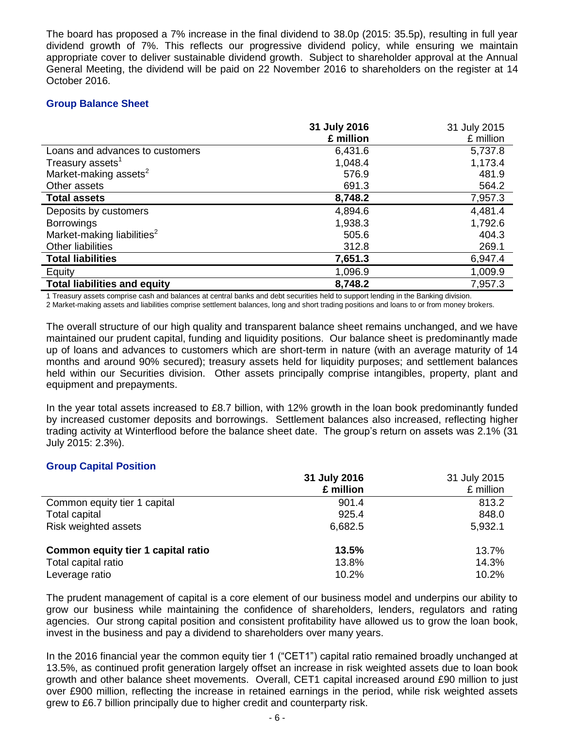The board has proposed a 7% increase in the final dividend to 38.0p (2015: 35.5p), resulting in full year dividend growth of 7%. This reflects our progressive dividend policy, while ensuring we maintain appropriate cover to deliver sustainable dividend growth. Subject to shareholder approval at the Annual General Meeting, the dividend will be paid on 22 November 2016 to shareholders on the register at 14 October 2016.

### Group Balance Sheet

| | **31 July 2016 £ million** | 31 July 2015 £ million |
|---|---|---|
| Loans and advances to customers | 6,431.6 | 5,737.8 |
| Treasury assets[1] | 1,048.4 | 1,173.4 |
| Market-making assets[2] | 576.9 | 481.9 |
| Other assets | 691.3 | 564.2 |
| **Total assets** | **8,748.2** | 7,957.3 |
| Deposits by customers | 4,894.6 | 4,481.4 |
| Borrowings | 1,938.3 | 1,792.6 |
| Market-making liabilities[2] | 505.6 | 404.3 |
| Other liabilities | 312.8 | 269.1 |
| **Total liabilities** | **7,651.3** | 6,947.4 |
| Equity | 1,096.9 | 1,009.9 |
| **Total liabilities and equity** | **8,748.2** | 7,957.3 |

1 Treasury assets comprise cash and balances at central banks and debt securities held to support lending in the Banking division.

2 Market-making assets and liabilities comprise settlement balances, long and short trading positions and loans to or from money brokers.

The overall structure of our high quality and transparent balance sheet remains unchanged, and we have maintained our prudent capital, funding and liquidity positions. Our balance sheet is predominantly made up of loans and advances to customers which are short-term in nature (with an average maturity of 14 months and around 90% secured); treasury assets held for liquidity purposes; and settlement balances held within our Securities division. Other assets principally comprise intangibles, property, plant and equipment and prepayments.

In the year total assets increased to £8.7 billion, with 12% growth in the loan book predominantly funded by increased customer deposits and borrowings. Settlement balances also increased, reflecting higher trading activity at Winterflood before the balance sheet date. The group's return on assets was 2.1% (31 July 2015: 2.3%).

### Group Capital Position

| | **31 July 2016 £ million** | 31 July 2015 £ million |
|---|---|---|
| Common equity tier 1 capital | 901.4 | 813.2 |
| Total capital | 925.4 | 848.0 |
| Risk weighted assets | 6,682.5 | 5,932.1 |
| | | |
| **Common equity tier 1 capital ratio** | **13.5%** | 13.7% |
| Total capital ratio | 13.8% | 14.3% |
| Leverage ratio | 10.2% | 10.2% |

The prudent management of capital is a core element of our business model and underpins our ability to grow our business while maintaining the confidence of shareholders, lenders, regulators and rating agencies. Our strong capital position and consistent profitability have allowed us to grow the loan book, invest in the business and pay a dividend to shareholders over many years.

In the 2016 financial year the common equity tier 1 ("CET1") capital ratio remained broadly unchanged at 13.5%, as continued profit generation largely offset an increase in risk weighted assets due to loan book growth and other balance sheet movements. Overall, CET1 capital increased around £90 million to just over £900 million, reflecting the increase in retained earnings in the period, while risk weighted assets grew to £6.7 billion principally due to higher credit and counterparty risk.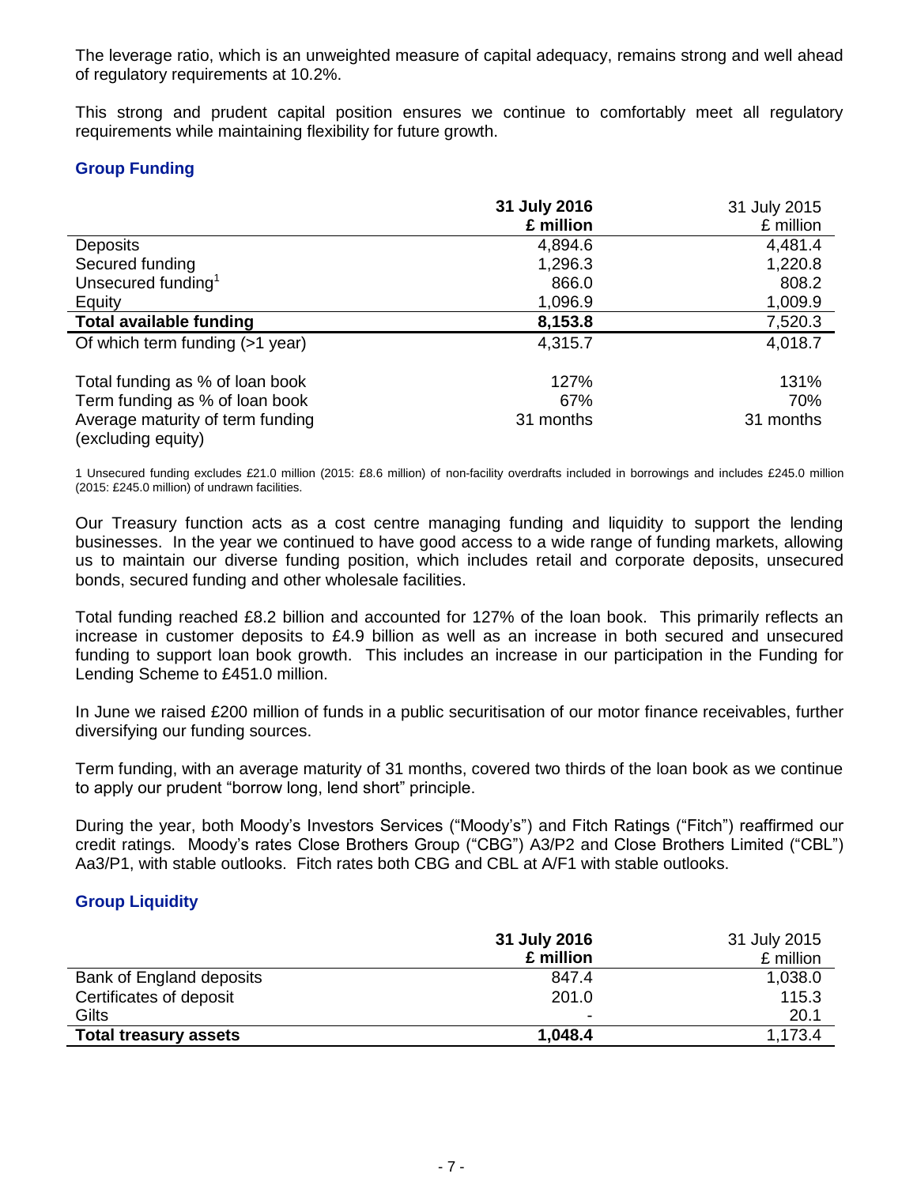The leverage ratio, which is an unweighted measure of capital adequacy, remains strong and well ahead of regulatory requirements at 10.2%.

This strong and prudent capital position ensures we continue to comfortably meet all regulatory requirements while maintaining flexibility for future growth.

### Group Funding

| | **31 July 2016** | 31 July 2015 |
|---|---|---|
| | **£ million** | £ million |
| Deposits | 4,894.6 | 4,481.4 |
| Secured funding | 1,296.3 | 1,220.8 |
| Unsecured funding[1] | 866.0 | 808.2 |
| Equity | 1,096.9 | 1,009.9 |
| **Total available funding** | **8,153.8** | 7,520.3 |
| Of which term funding (>1 year) | 4,315.7 | 4,018.7 |
| Total funding as % of loan book | 127% | 131% |
| Term funding as % of loan book | 67% | 70% |
| Average maturity of term funding (excluding equity) | 31 months | 31 months |

1 Unsecured funding excludes £21.0 million (2015: £8.6 million) of non-facility overdrafts included in borrowings and includes £245.0 million (2015: £245.0 million) of undrawn facilities.

Our Treasury function acts as a cost centre managing funding and liquidity to support the lending businesses. In the year we continued to have good access to a wide range of funding markets, allowing us to maintain our diverse funding position, which includes retail and corporate deposits, unsecured bonds, secured funding and other wholesale facilities.

Total funding reached £8.2 billion and accounted for 127% of the loan book. This primarily reflects an increase in customer deposits to £4.9 billion as well as an increase in both secured and unsecured funding to support loan book growth. This includes an increase in our participation in the Funding for Lending Scheme to £451.0 million.

In June we raised £200 million of funds in a public securitisation of our motor finance receivables, further diversifying our funding sources.

Term funding, with an average maturity of 31 months, covered two thirds of the loan book as we continue to apply our prudent "borrow long, lend short" principle.

During the year, both Moody's Investors Services ("Moody's") and Fitch Ratings ("Fitch") reaffirmed our credit ratings. Moody's rates Close Brothers Group ("CBG") A3/P2 and Close Brothers Limited ("CBL") Aa3/P1, with stable outlooks. Fitch rates both CBG and CBL at A/F1 with stable outlooks.

### Group Liquidity

| | **31 July 2016** | 31 July 2015 |
|---|---|---|
| | **£ million** | £ million |
| Bank of England deposits | 847.4 | 1,038.0 |
| Certificates of deposit | 201.0 | 115.3 |
| Gilts | - | 20.1 |
| **Total treasury assets** | **1,048.4** | 1,173.4 |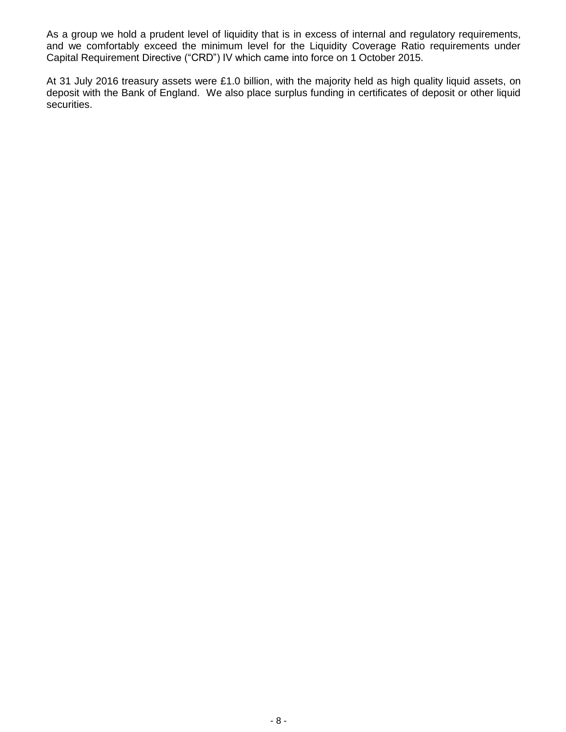As a group we hold a prudent level of liquidity that is in excess of internal and regulatory requirements, and we comfortably exceed the minimum level for the Liquidity Coverage Ratio requirements under Capital Requirement Directive ("CRD") IV which came into force on 1 October 2015.

At 31 July 2016 treasury assets were £1.0 billion, with the majority held as high quality liquid assets, on deposit with the Bank of England. We also place surplus funding in certificates of deposit or other liquid securities.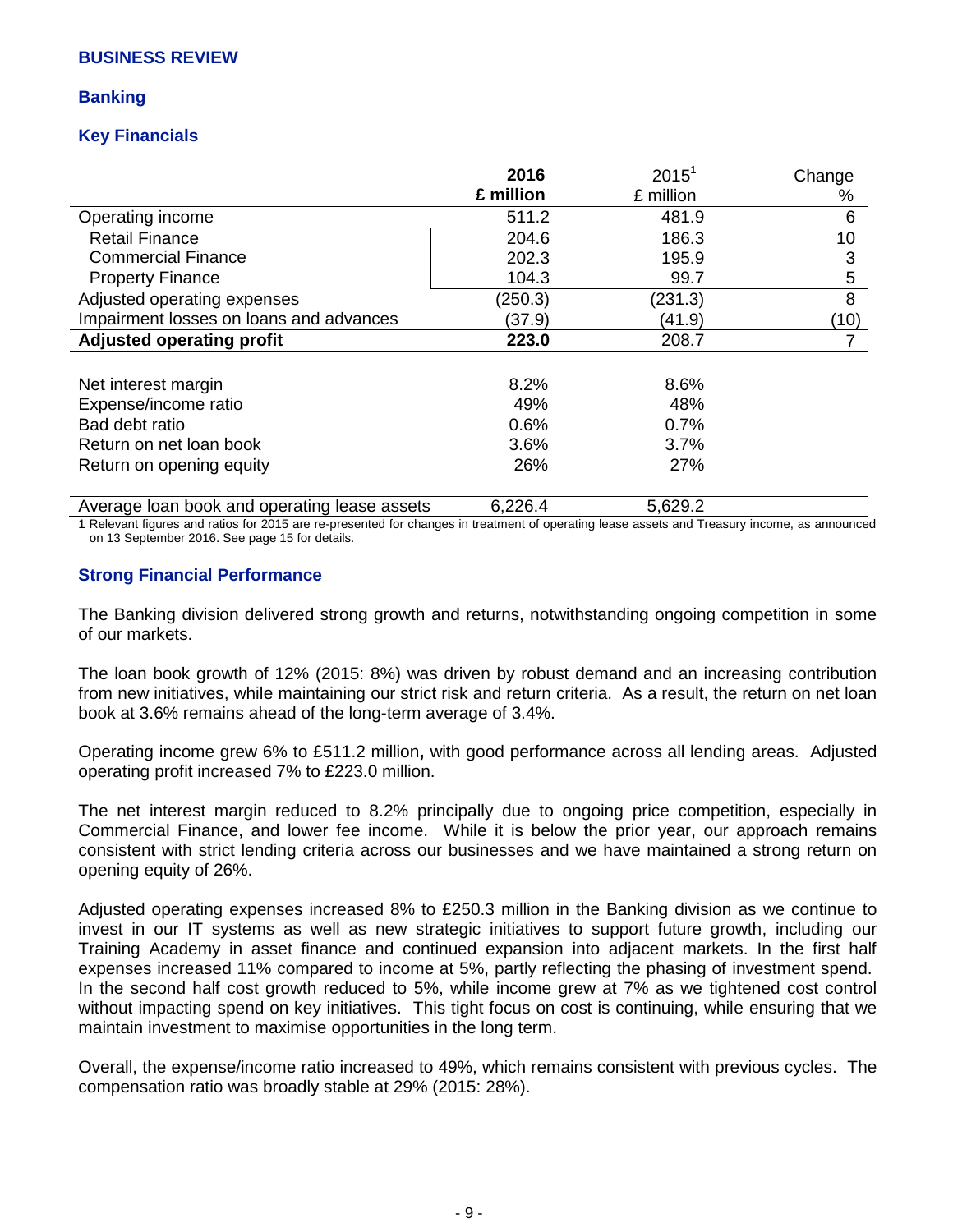## BUSINESS REVIEW

### Banking

### Key Financials

| | 2016<br>£ million | 2015[1]<br>£ million | Change<br>% |
|---|---|---|---|
| Operating income | 511.2 | 481.9 | 6 |
| Retail Finance | 204.6 | 186.3 | 10 |
| Commercial Finance | 202.3 | 195.9 | 3 |
| Property Finance | 104.3 | 99.7 | 5 |
| Adjusted operating expenses | (250.3) | (231.3) | 8 |
| Impairment losses on loans and advances | (37.9) | (41.9) | (10) |
| **Adjusted operating profit** | **223.0** | 208.7 | 7 |
| | | | |
| Net interest margin | 8.2% | 8.6% | |
| Expense/income ratio | 49% | 48% | |
| Bad debt ratio | 0.6% | 0.7% | |
| Return on net loan book | 3.6% | 3.7% | |
| Return on opening equity | 26% | 27% | |
| | | | |
| Average loan book and operating lease assets | 6,226.4 | 5,629.2 | |

1 Relevant figures and ratios for 2015 are re-presented for changes in treatment of operating lease assets and Treasury income, as announced on 13 September 2016. See page 15 for details.

### Strong Financial Performance

The Banking division delivered strong growth and returns, notwithstanding ongoing competition in some of our markets.

The loan book growth of 12% (2015: 8%) was driven by robust demand and an increasing contribution from new initiatives, while maintaining our strict risk and return criteria. As a result, the return on net loan book at 3.6% remains ahead of the long-term average of 3.4%.

Operating income grew 6% to £511.2 million**,** with good performance across all lending areas. Adjusted operating profit increased 7% to £223.0 million.

The net interest margin reduced to 8.2% principally due to ongoing price competition, especially in Commercial Finance, and lower fee income. While it is below the prior year, our approach remains consistent with strict lending criteria across our businesses and we have maintained a strong return on opening equity of 26%.

Adjusted operating expenses increased 8% to £250.3 million in the Banking division as we continue to invest in our IT systems as well as new strategic initiatives to support future growth, including our Training Academy in asset finance and continued expansion into adjacent markets. In the first half expenses increased 11% compared to income at 5%, partly reflecting the phasing of investment spend. In the second half cost growth reduced to 5%, while income grew at 7% as we tightened cost control without impacting spend on key initiatives. This tight focus on cost is continuing, while ensuring that we maintain investment to maximise opportunities in the long term.

Overall, the expense/income ratio increased to 49%, which remains consistent with previous cycles. The compensation ratio was broadly stable at 29% (2015: 28%).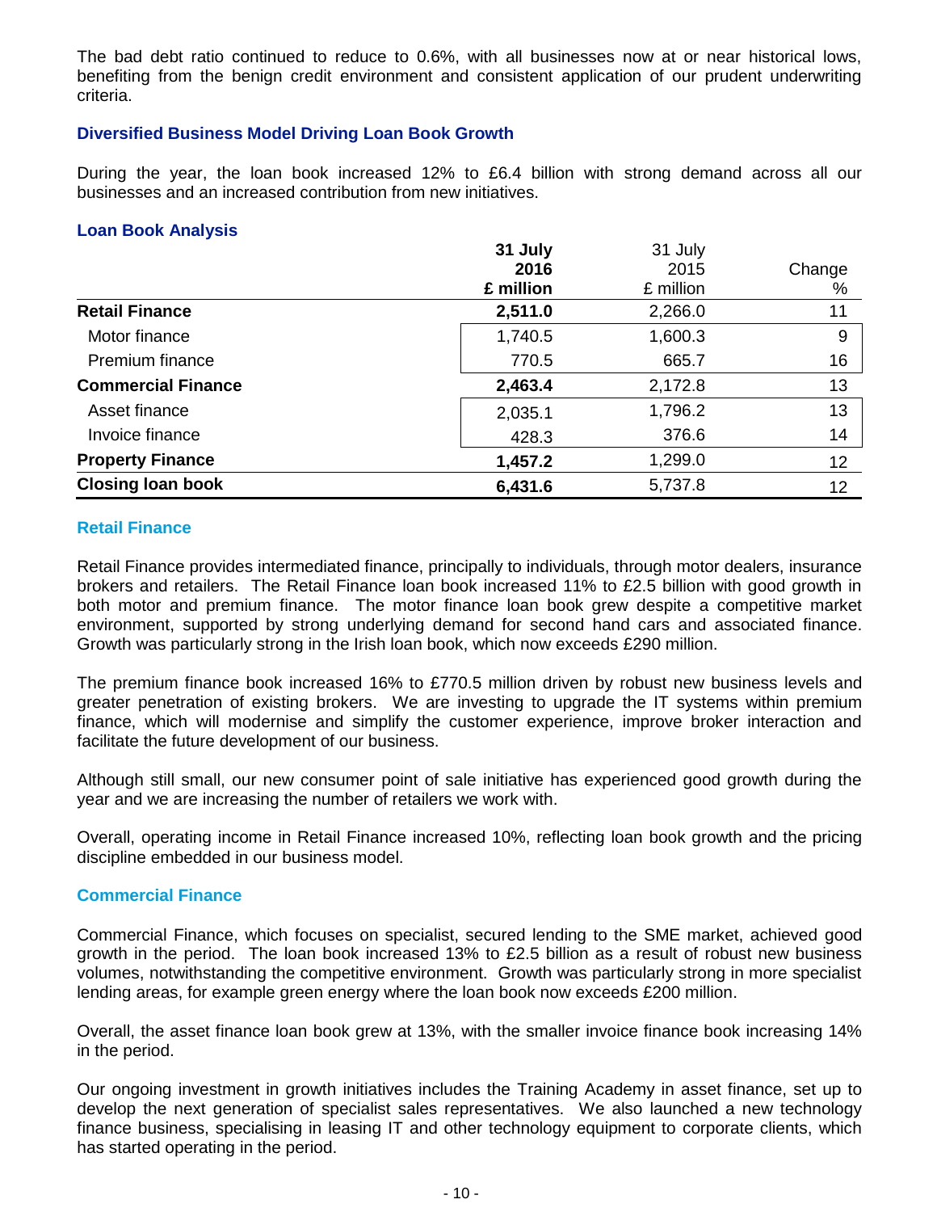The bad debt ratio continued to reduce to 0.6%, with all businesses now at or near historical lows, benefiting from the benign credit environment and consistent application of our prudent underwriting criteria.

## Diversified Business Model Driving Loan Book Growth

During the year, the loan book increased 12% to £6.4 billion with strong demand across all our businesses and an increased contribution from new initiatives.

### Loan Book Analysis

| | **31 July 2016 £ million** | 31 July 2015 £ million | Change % |
|---|---|---|---|
| **Retail Finance** | **2,511.0** | 2,266.0 | 11 |
| Motor finance | 1,740.5 | 1,600.3 | 9 |
| Premium finance | 770.5 | 665.7 | 16 |
| **Commercial Finance** | **2,463.4** | 2,172.8 | 13 |
| Asset finance | 2,035.1 | 1,796.2 | 13 |
| Invoice finance | 428.3 | 376.6 | 14 |
| **Property Finance** | **1,457.2** | 1,299.0 | 12 |
| **Closing loan book** | **6,431.6** | 5,737.8 | 12 |

### Retail Finance

Retail Finance provides intermediated finance, principally to individuals, through motor dealers, insurance brokers and retailers. The Retail Finance loan book increased 11% to £2.5 billion with good growth in both motor and premium finance. The motor finance loan book grew despite a competitive market environment, supported by strong underlying demand for second hand cars and associated finance. Growth was particularly strong in the Irish loan book, which now exceeds £290 million.

The premium finance book increased 16% to £770.5 million driven by robust new business levels and greater penetration of existing brokers. We are investing to upgrade the IT systems within premium finance, which will modernise and simplify the customer experience, improve broker interaction and facilitate the future development of our business.

Although still small, our new consumer point of sale initiative has experienced good growth during the year and we are increasing the number of retailers we work with.

Overall, operating income in Retail Finance increased 10%, reflecting loan book growth and the pricing discipline embedded in our business model.

### Commercial Finance

Commercial Finance, which focuses on specialist, secured lending to the SME market, achieved good growth in the period. The loan book increased 13% to £2.5 billion as a result of robust new business volumes, notwithstanding the competitive environment. Growth was particularly strong in more specialist lending areas, for example green energy where the loan book now exceeds £200 million.

Overall, the asset finance loan book grew at 13%, with the smaller invoice finance book increasing 14% in the period.

Our ongoing investment in growth initiatives includes the Training Academy in asset finance, set up to develop the next generation of specialist sales representatives. We also launched a new technology finance business, specialising in leasing IT and other technology equipment to corporate clients, which has started operating in the period.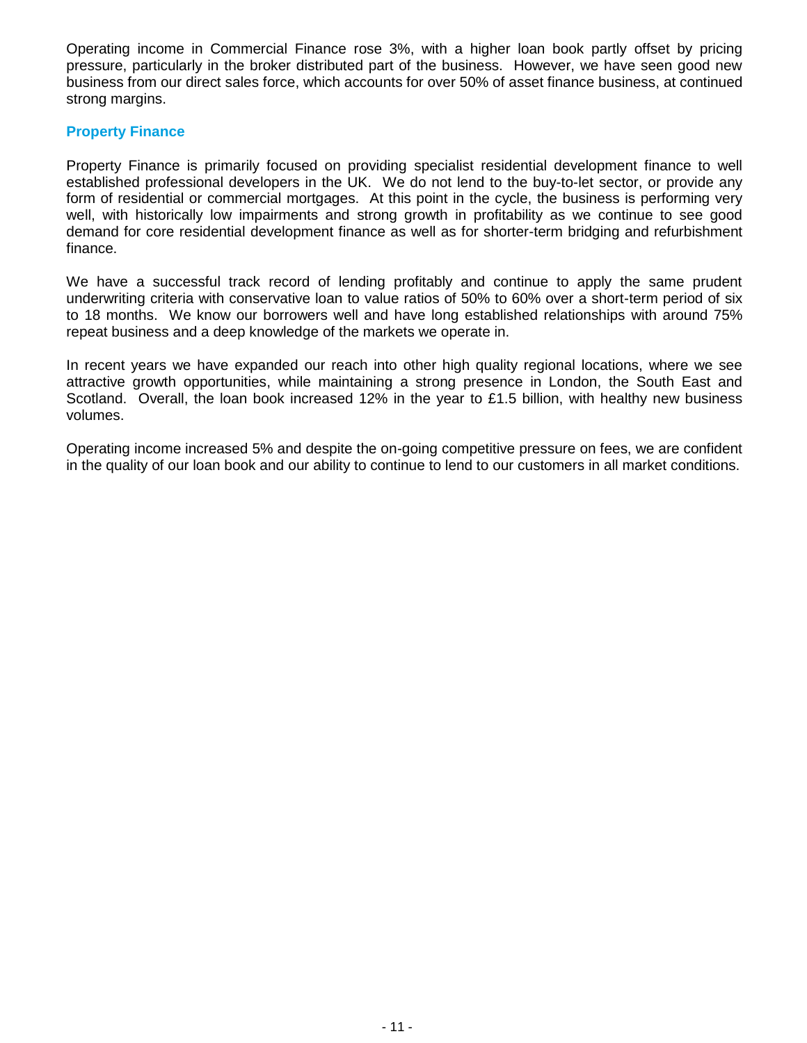Operating income in Commercial Finance rose 3%, with a higher loan book partly offset by pricing pressure, particularly in the broker distributed part of the business. However, we have seen good new business from our direct sales force, which accounts for over 50% of asset finance business, at continued strong margins.

## Property Finance

Property Finance is primarily focused on providing specialist residential development finance to well established professional developers in the UK. We do not lend to the buy-to-let sector, or provide any form of residential or commercial mortgages. At this point in the cycle, the business is performing very well, with historically low impairments and strong growth in profitability as we continue to see good demand for core residential development finance as well as for shorter-term bridging and refurbishment finance.

We have a successful track record of lending profitably and continue to apply the same prudent underwriting criteria with conservative loan to value ratios of 50% to 60% over a short-term period of six to 18 months. We know our borrowers well and have long established relationships with around 75% repeat business and a deep knowledge of the markets we operate in.

In recent years we have expanded our reach into other high quality regional locations, where we see attractive growth opportunities, while maintaining a strong presence in London, the South East and Scotland. Overall, the loan book increased 12% in the year to £1.5 billion, with healthy new business volumes.

Operating income increased 5% and despite the on-going competitive pressure on fees, we are confident in the quality of our loan book and our ability to continue to lend to our customers in all market conditions.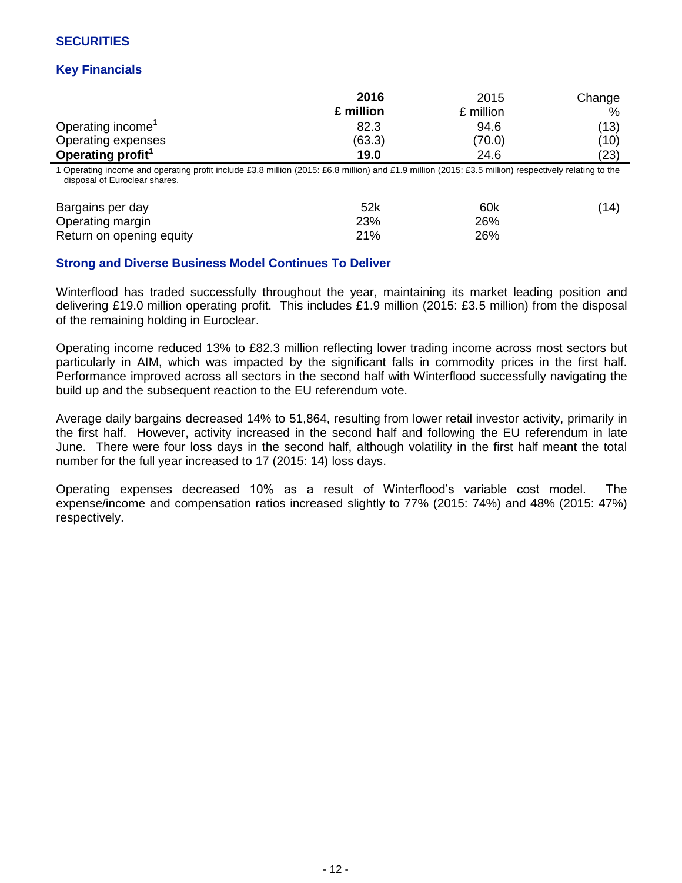## SECURITIES

### Key Financials

| | **2016 £ million** | 2015 £ million | Change % |
|---|---|---|---|
| Operating income[1] | 82.3 | 94.6 | (13) |
| Operating expenses | (63.3) | (70.0) | (10) |
| **Operating profit[1]** | **19.0** | 24.6 | (23) |

1 Operating income and operating profit include £3.8 million (2015: £6.8 million) and £1.9 million (2015: £3.5 million) respectively relating to the disposal of Euroclear shares.

| | 2016 | 2015 | Change % |
|---|---|---|---|
| Bargains per day | 52k | 60k | (14) |
| Operating margin | 23% | 26% | |
| Return on opening equity | 21% | 26% | |

### Strong and Diverse Business Model Continues To Deliver

Winterflood has traded successfully throughout the year, maintaining its market leading position and delivering £19.0 million operating profit. This includes £1.9 million (2015: £3.5 million) from the disposal of the remaining holding in Euroclear.

Operating income reduced 13% to £82.3 million reflecting lower trading income across most sectors but particularly in AIM, which was impacted by the significant falls in commodity prices in the first half. Performance improved across all sectors in the second half with Winterflood successfully navigating the build up and the subsequent reaction to the EU referendum vote.

Average daily bargains decreased 14% to 51,864, resulting from lower retail investor activity, primarily in the first half. However, activity increased in the second half and following the EU referendum in late June. There were four loss days in the second half, although volatility in the first half meant the total number for the full year increased to 17 (2015: 14) loss days.

Operating expenses decreased 10% as a result of Winterflood's variable cost model. The expense/income and compensation ratios increased slightly to 77% (2015: 74%) and 48% (2015: 47%) respectively.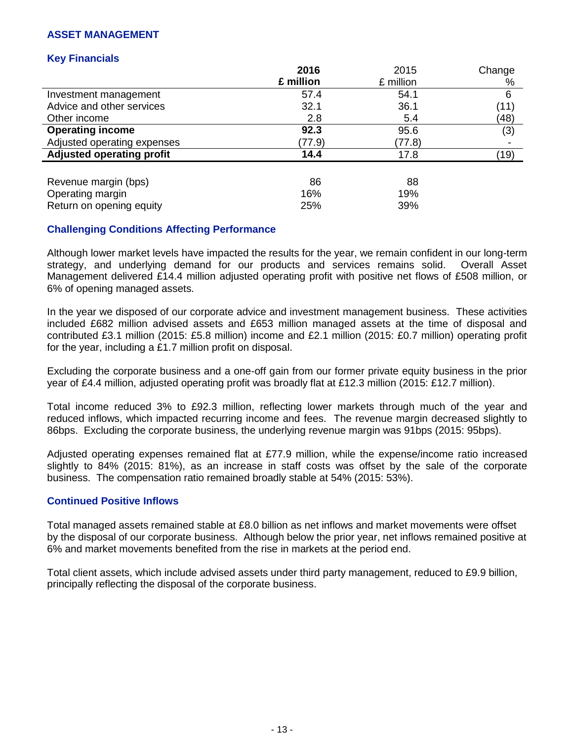## ASSET MANAGEMENT

### Key Financials

| | 2016 £ million | 2015 £ million | Change % |
|---|---|---|---|
| Investment management | 57.4 | 54.1 | 6 |
| Advice and other services | 32.1 | 36.1 | (11) |
| Other income | 2.8 | 5.4 | (48) |
| **Operating income** | **92.3** | 95.6 | (3) |
| Adjusted operating expenses | (77.9) | (77.8) | - |
| **Adjusted operating profit** | **14.4** | 17.8 | (19) |
| | | | |
| Revenue margin (bps) | 86 | 88 | |
| Operating margin | 16% | 19% | |
| Return on opening equity | 25% | 39% | |

### Challenging Conditions Affecting Performance

Although lower market levels have impacted the results for the year, we remain confident in our long-term strategy, and underlying demand for our products and services remains solid. Overall Asset Management delivered £14.4 million adjusted operating profit with positive net flows of £508 million, or 6% of opening managed assets.

In the year we disposed of our corporate advice and investment management business. These activities included £682 million advised assets and £653 million managed assets at the time of disposal and contributed £3.1 million (2015: £5.8 million) income and £2.1 million (2015: £0.7 million) operating profit for the year, including a £1.7 million profit on disposal.

Excluding the corporate business and a one-off gain from our former private equity business in the prior year of £4.4 million, adjusted operating profit was broadly flat at £12.3 million (2015: £12.7 million).

Total income reduced 3% to £92.3 million, reflecting lower markets through much of the year and reduced inflows, which impacted recurring income and fees. The revenue margin decreased slightly to 86bps. Excluding the corporate business, the underlying revenue margin was 91bps (2015: 95bps).

Adjusted operating expenses remained flat at £77.9 million, while the expense/income ratio increased slightly to 84% (2015: 81%), as an increase in staff costs was offset by the sale of the corporate business. The compensation ratio remained broadly stable at 54% (2015: 53%).

### Continued Positive Inflows

Total managed assets remained stable at £8.0 billion as net inflows and market movements were offset by the disposal of our corporate business. Although below the prior year, net inflows remained positive at 6% and market movements benefited from the rise in markets at the period end.

Total client assets, which include advised assets under third party management, reduced to £9.9 billion, principally reflecting the disposal of the corporate business.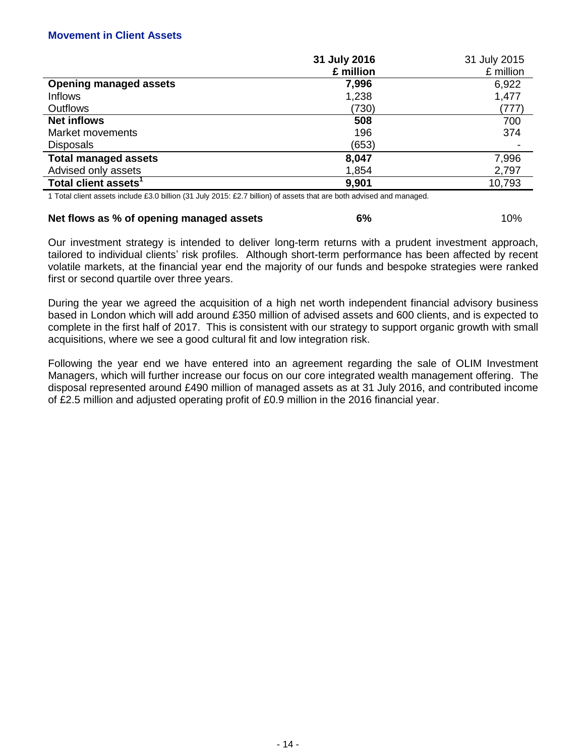## Movement in Client Assets

| | **31 July 2016 £ million** | 31 July 2015 £ million |
|---|---|---|
| **Opening managed assets** | **7,996** | 6,922 |
| Inflows | 1,238 | 1,477 |
| Outflows | (730) | (777) |
| **Net inflows** | **508** | 700 |
| Market movements | 196 | 374 |
| Disposals | (653) | - |
| **Total managed assets** | **8,047** | 7,996 |
| Advised only assets | 1,854 | 2,797 |
| **Total client assets[1]** | **9,901** | 10,793 |

1 Total client assets include £3.0 billion (31 July 2015: £2.7 billion) of assets that are both advised and managed.

| | | |
|---|---|---|
| **Net flows as % of opening managed assets** | **6%** | 10% |

Our investment strategy is intended to deliver long-term returns with a prudent investment approach, tailored to individual clients' risk profiles. Although short-term performance has been affected by recent volatile markets, at the financial year end the majority of our funds and bespoke strategies were ranked first or second quartile over three years.

During the year we agreed the acquisition of a high net worth independent financial advisory business based in London which will add around £350 million of advised assets and 600 clients, and is expected to complete in the first half of 2017. This is consistent with our strategy to support organic growth with small acquisitions, where we see a good cultural fit and low integration risk.

Following the year end we have entered into an agreement regarding the sale of OLIM Investment Managers, which will further increase our focus on our core integrated wealth management offering. The disposal represented around £490 million of managed assets as at 31 July 2016, and contributed income of £2.5 million and adjusted operating profit of £0.9 million in the 2016 financial year.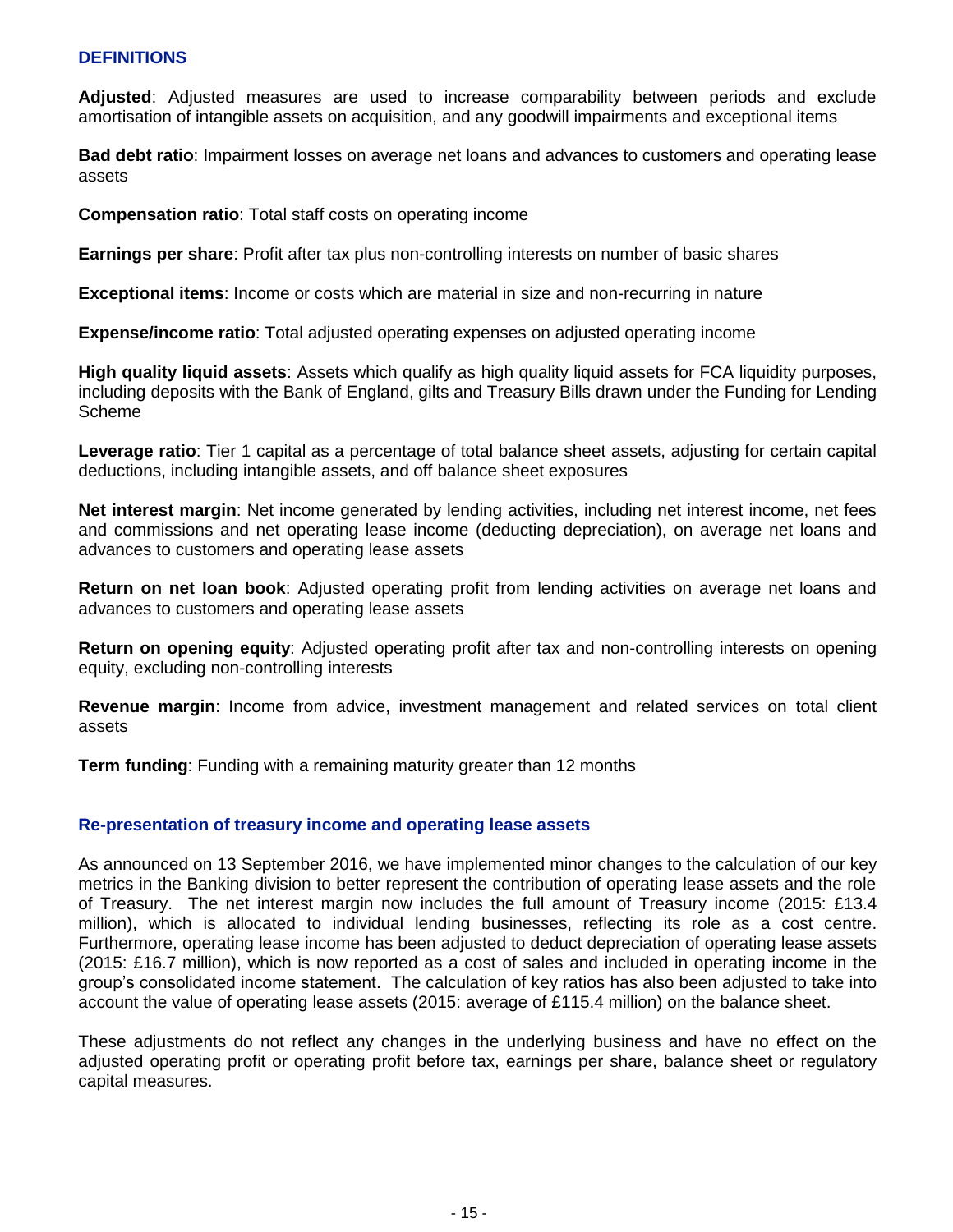## DEFINITIONS

**Adjusted**: Adjusted measures are used to increase comparability between periods and exclude amortisation of intangible assets on acquisition, and any goodwill impairments and exceptional items

**Bad debt ratio**: Impairment losses on average net loans and advances to customers and operating lease assets

**Compensation ratio**: Total staff costs on operating income

**Earnings per share**: Profit after tax plus non-controlling interests on number of basic shares

**Exceptional items**: Income or costs which are material in size and non-recurring in nature

**Expense/income ratio**: Total adjusted operating expenses on adjusted operating income

**High quality liquid assets**: Assets which qualify as high quality liquid assets for FCA liquidity purposes, including deposits with the Bank of England, gilts and Treasury Bills drawn under the Funding for Lending Scheme

**Leverage ratio**: Tier 1 capital as a percentage of total balance sheet assets, adjusting for certain capital deductions, including intangible assets, and off balance sheet exposures

**Net interest margin**: Net income generated by lending activities, including net interest income, net fees and commissions and net operating lease income (deducting depreciation), on average net loans and advances to customers and operating lease assets

**Return on net loan book**: Adjusted operating profit from lending activities on average net loans and advances to customers and operating lease assets

**Return on opening equity**: Adjusted operating profit after tax and non-controlling interests on opening equity, excluding non-controlling interests

**Revenue margin**: Income from advice, investment management and related services on total client assets

**Term funding**: Funding with a remaining maturity greater than 12 months

### Re-presentation of treasury income and operating lease assets

As announced on 13 September 2016, we have implemented minor changes to the calculation of our key metrics in the Banking division to better represent the contribution of operating lease assets and the role of Treasury. The net interest margin now includes the full amount of Treasury income (2015: £13.4 million), which is allocated to individual lending businesses, reflecting its role as a cost centre. Furthermore, operating lease income has been adjusted to deduct depreciation of operating lease assets (2015: £16.7 million), which is now reported as a cost of sales and included in operating income in the group's consolidated income statement. The calculation of key ratios has also been adjusted to take into account the value of operating lease assets (2015: average of £115.4 million) on the balance sheet.

These adjustments do not reflect any changes in the underlying business and have no effect on the adjusted operating profit or operating profit before tax, earnings per share, balance sheet or regulatory capital measures.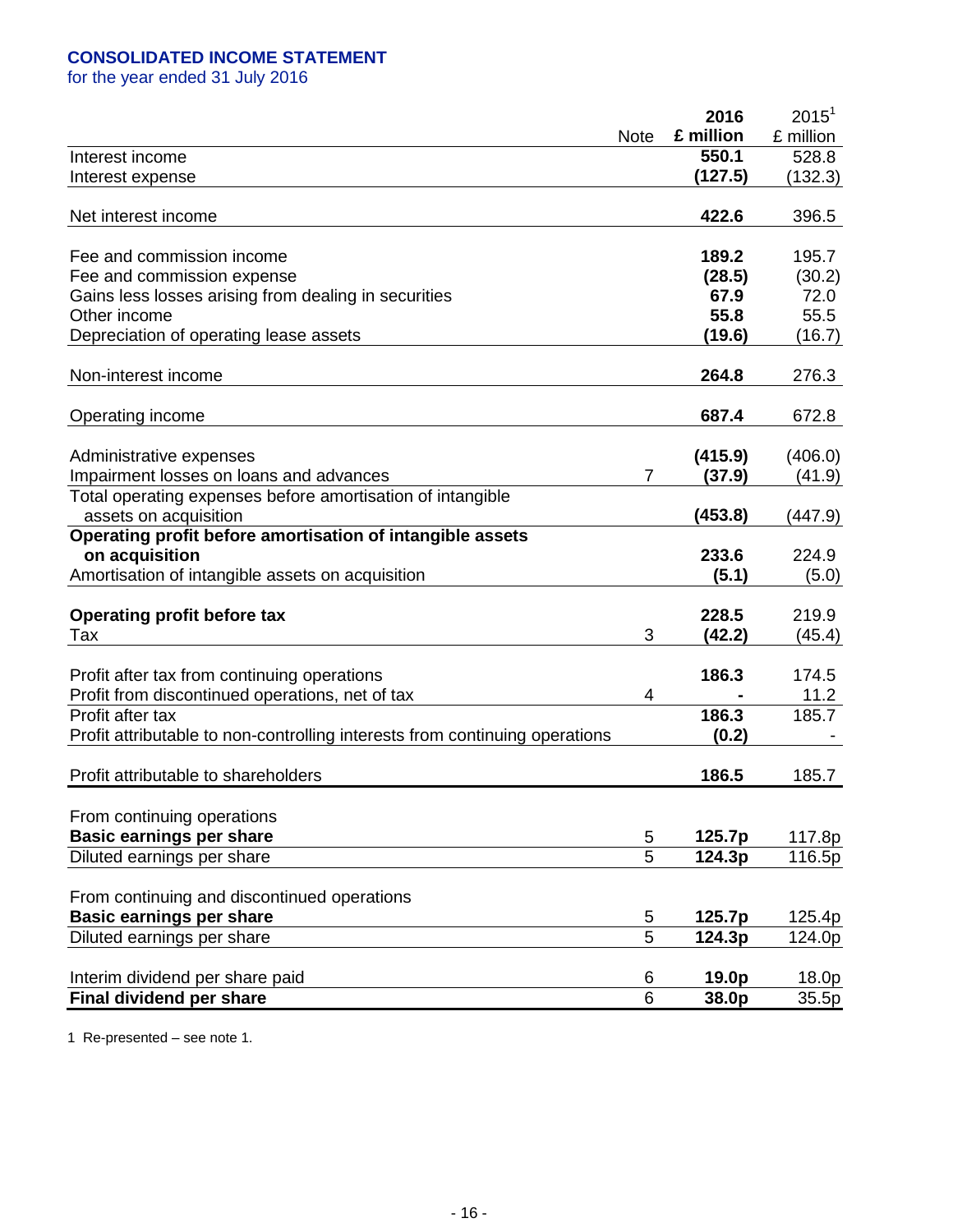## CONSOLIDATED INCOME STATEMENT

for the year ended 31 July 2016

| | Note | **2016 £ million** | 2015[1] £ million |
|---|---|---|---|
| Interest income | | **550.1** | 528.8 |
| Interest expense | | **(127.5)** | (132.3) |
| Net interest income | | **422.6** | 396.5 |
| Fee and commission income | | **189.2** | 195.7 |
| Fee and commission expense | | **(28.5)** | (30.2) |
| Gains less losses arising from dealing in securities | | **67.9** | 72.0 |
| Other income | | **55.8** | 55.5 |
| Depreciation of operating lease assets | | **(19.6)** | (16.7) |
| Non-interest income | | **264.8** | 276.3 |
| Operating income | | **687.4** | 672.8 |
| Administrative expenses | | **(415.9)** | (406.0) |
| Impairment losses on loans and advances | 7 | **(37.9)** | (41.9) |
| Total operating expenses before amortisation of intangible assets on acquisition | | **(453.8)** | (447.9) |
| **Operating profit before amortisation of intangible assets on acquisition** | | **233.6** | 224.9 |
| Amortisation of intangible assets on acquisition | | **(5.1)** | (5.0) |
| **Operating profit before tax** | | **228.5** | 219.9 |
| Tax | 3 | **(42.2)** | (45.4) |
| Profit after tax from continuing operations | | **186.3** | 174.5 |
| Profit from discontinued operations, net of tax | 4 | **-** | 11.2 |
| Profit after tax | | **186.3** | 185.7 |
| Profit attributable to non-controlling interests from continuing operations | | **(0.2)** | - |
| Profit attributable to shareholders | | **186.5** | 185.7 |
| From continuing operations | | | |
| **Basic earnings per share** | 5 | **125.7p** | 117.8p |
| Diluted earnings per share | 5 | **124.3p** | 116.5p |
| From continuing and discontinued operations | | | |
| **Basic earnings per share** | 5 | **125.7p** | 125.4p |
| Diluted earnings per share | 5 | **124.3p** | 124.0p |
| Interim dividend per share paid | 6 | **19.0p** | 18.0p |
| **Final dividend per share** | 6 | **38.0p** | 35.5p |

1 Re-presented – see note 1.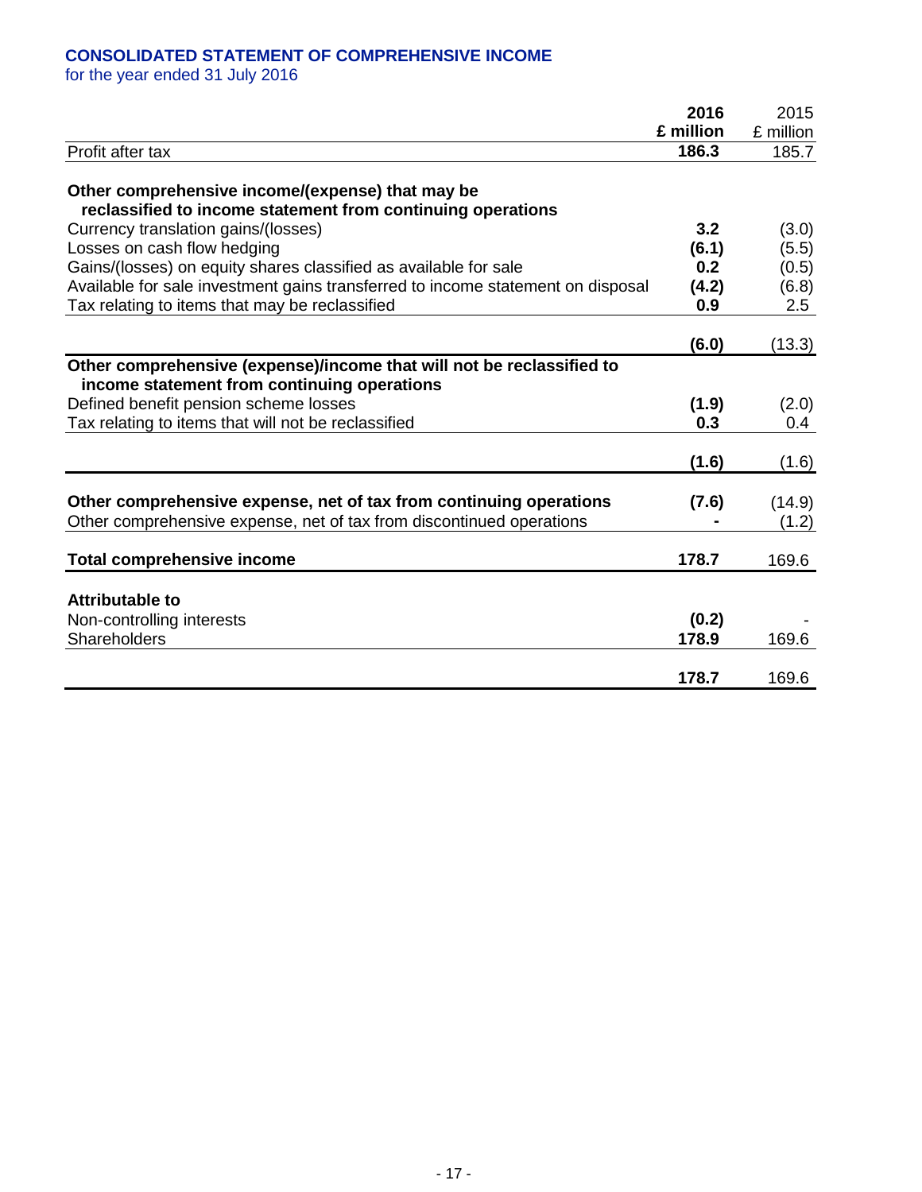## CONSOLIDATED STATEMENT OF COMPREHENSIVE INCOME

for the year ended 31 July 2016

| | 2016 £ million | 2015 £ million |
|---|---|---|
| Profit after tax | **186.3** | 185.7 |
| **Other comprehensive income/(expense) that may be reclassified to income statement from continuing operations** | | |
| Currency translation gains/(losses) | **3.2** | (3.0) |
| Losses on cash flow hedging | **(6.1)** | (5.5) |
| Gains/(losses) on equity shares classified as available for sale | **0.2** | (0.5) |
| Available for sale investment gains transferred to income statement on disposal | **(4.2)** | (6.8) |
| Tax relating to items that may be reclassified | **0.9** | 2.5 |
| | **(6.0)** | (13.3) |
| **Other comprehensive (expense)/income that will not be reclassified to income statement from continuing operations** | | |
| Defined benefit pension scheme losses | **(1.9)** | (2.0) |
| Tax relating to items that will not be reclassified | **0.3** | 0.4 |
| | **(1.6)** | (1.6) |
| **Other comprehensive expense, net of tax from continuing operations** | **(7.6)** | (14.9) |
| Other comprehensive expense, net of tax from discontinued operations | **-** | (1.2) |
| **Total comprehensive income** | **178.7** | 169.6 |
| **Attributable to** | | |
| Non-controlling interests | **(0.2)** | - |
| Shareholders | **178.9** | 169.6 |
| | **178.7** | 169.6 |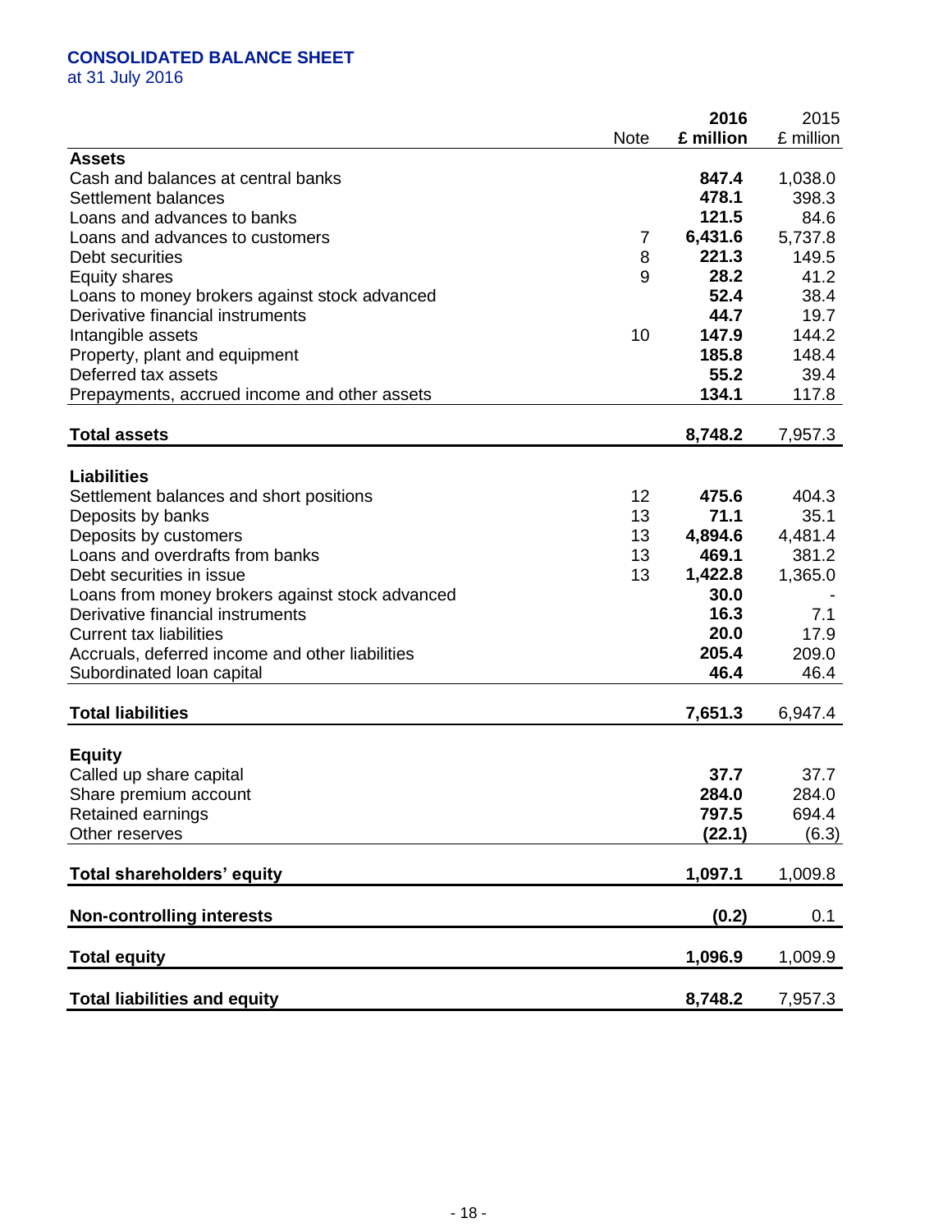## CONSOLIDATED BALANCE SHEET

at 31 July 2016

| | Note | 2016 £ million | 2015 £ million |
|---|---|---|---|
| **Assets** | | | |
| Cash and balances at central banks | | **847.4** | 1,038.0 |
| Settlement balances | | **478.1** | 398.3 |
| Loans and advances to banks | | **121.5** | 84.6 |
| Loans and advances to customers | 7 | **6,431.6** | 5,737.8 |
| Debt securities | 8 | **221.3** | 149.5 |
| Equity shares | 9 | **28.2** | 41.2 |
| Loans to money brokers against stock advanced | | **52.4** | 38.4 |
| Derivative financial instruments | | **44.7** | 19.7 |
| Intangible assets | 10 | **147.9** | 144.2 |
| Property, plant and equipment | | **185.8** | 148.4 |
| Deferred tax assets | | **55.2** | 39.4 |
| Prepayments, accrued income and other assets | | **134.1** | 117.8 |
| **Total assets** | | **8,748.2** | 7,957.3 |
| **Liabilities** | | | |
| Settlement balances and short positions | 12 | **475.6** | 404.3 |
| Deposits by banks | 13 | **71.1** | 35.1 |
| Deposits by customers | 13 | **4,894.6** | 4,481.4 |
| Loans and overdrafts from banks | 13 | **469.1** | 381.2 |
| Debt securities in issue | 13 | **1,422.8** | 1,365.0 |
| Loans from money brokers against stock advanced | | **30.0** | - |
| Derivative financial instruments | | **16.3** | 7.1 |
| Current tax liabilities | | **20.0** | 17.9 |
| Accruals, deferred income and other liabilities | | **205.4** | 209.0 |
| Subordinated loan capital | | **46.4** | 46.4 |
| **Total liabilities** | | **7,651.3** | 6,947.4 |
| **Equity** | | | |
| Called up share capital | | **37.7** | 37.7 |
| Share premium account | | **284.0** | 284.0 |
| Retained earnings | | **797.5** | 694.4 |
| Other reserves | | **(22.1)** | (6.3) |
| **Total shareholders' equity** | | **1,097.1** | 1,009.8 |
| **Non-controlling interests** | | **(0.2)** | 0.1 |
| **Total equity** | | **1,096.9** | 1,009.9 |
| **Total liabilities and equity** | | **8,748.2** | 7,957.3 |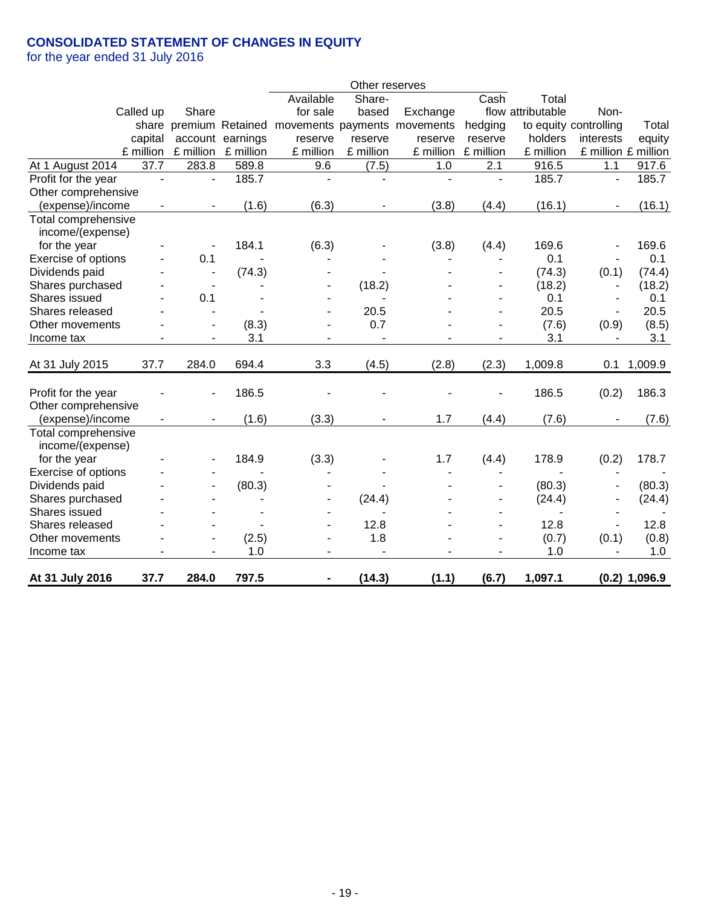## CONSOLIDATED STATEMENT OF CHANGES IN EQUITY

for the year ended 31 July 2016

| | Called up share capital £ million | Share premium account £ million | Retained earnings £ million | Other reserves: Available for sale movements reserve £ million | Other reserves: Share-based payments reserve £ million | Other reserves: Exchange movements reserve £ million | Other reserves: Cash flow hedging reserve £ million | Total attributable to equity holders £ million | Non-controlling interests £ million | Total equity £ million |
|---|---|---|---|---|---|---|---|---|---|---|
| At 1 August 2014 | 37.7 | 283.8 | 589.8 | 9.6 | (7.5) | 1.0 | 2.1 | 916.5 | 1.1 | 917.6 |
| Profit for the year | - | - | 185.7 | - | - | - | - | 185.7 | - | 185.7 |
| Other comprehensive (expense)/income | - | - | (1.6) | (6.3) | - | (3.8) | (4.4) | (16.1) | - | (16.1) |
| Total comprehensive income/(expense) for the year | - | - | 184.1 | (6.3) | - | (3.8) | (4.4) | 169.6 | - | 169.6 |
| Exercise of options | - | 0.1 | - | - | - | - | - | 0.1 | - | 0.1 |
| Dividends paid | - | - | (74.3) | - | - | - | - | (74.3) | (0.1) | (74.4) |
| Shares purchased | - | - | - | - | (18.2) | - | - | (18.2) | - | (18.2) |
| Shares issued | - | 0.1 | - | - | - | - | - | 0.1 | - | 0.1 |
| Shares released | - | - | - | - | 20.5 | - | - | 20.5 | - | 20.5 |
| Other movements | - | - | (8.3) | - | 0.7 | - | - | (7.6) | (0.9) | (8.5) |
| Income tax | - | - | 3.1 | - | - | - | - | 3.1 | - | 3.1 |
| At 31 July 2015 | 37.7 | 284.0 | 694.4 | 3.3 | (4.5) | (2.8) | (2.3) | 1,009.8 | 0.1 | 1,009.9 |
| Profit for the year | - | - | 186.5 | - | - | - | - | 186.5 | (0.2) | 186.3 |
| Other comprehensive (expense)/income | - | - | (1.6) | (3.3) | - | 1.7 | (4.4) | (7.6) | - | (7.6) |
| Total comprehensive income/(expense) for the year | - | - | 184.9 | (3.3) | - | 1.7 | (4.4) | 178.9 | (0.2) | 178.7 |
| Exercise of options | - | - | - | - | - | - | - | - | - | - |
| Dividends paid | - | - | (80.3) | - | - | - | - | (80.3) | - | (80.3) |
| Shares purchased | - | - | - | - | (24.4) | - | - | (24.4) | - | (24.4) |
| Shares issued | - | - | - | - | - | - | - | - | - | - |
| Shares released | - | - | - | - | 12.8 | - | - | 12.8 | - | 12.8 |
| Other movements | - | - | (2.5) | - | 1.8 | - | - | (0.7) | (0.1) | (0.8) |
| Income tax | - | - | 1.0 | - | - | - | - | 1.0 | - | 1.0 |
| **At 31 July 2016** | **37.7** | **284.0** | **797.5** | **-** | **(14.3)** | **(1.1)** | **(6.7)** | **1,097.1** | **(0.2)** | **1,096.9** |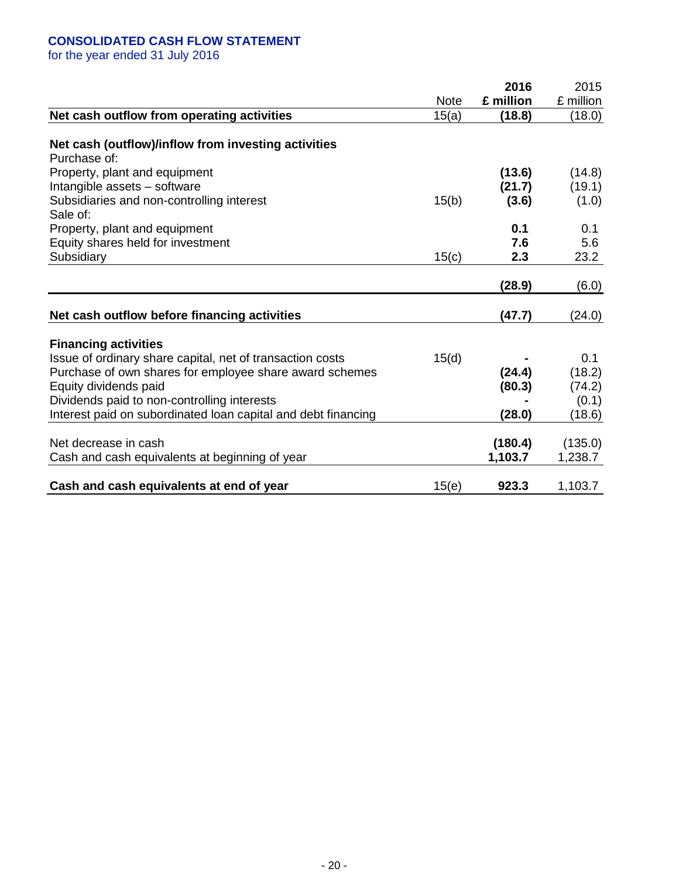## CONSOLIDATED CASH FLOW STATEMENT

for the year ended 31 July 2016

| | Note | 2016 £ million | 2015 £ million |
|---|---|---|---|
| **Net cash outflow from operating activities** | 15(a) | **(18.8)** | (18.0) |
| | | | |
| **Net cash (outflow)/inflow from investing activities** | | | |
| Purchase of: | | | |
| Property, plant and equipment | | **(13.6)** | (14.8) |
| Intangible assets – software | | **(21.7)** | (19.1) |
| Subsidiaries and non-controlling interest | 15(b) | **(3.6)** | (1.0) |
| Sale of: | | | |
| Property, plant and equipment | | **0.1** | 0.1 |
| Equity shares held for investment | | **7.6** | 5.6 |
| Subsidiary | 15(c) | **2.3** | 23.2 |
| | | **(28.9)** | (6.0) |
| | | | |
| **Net cash outflow before financing activities** | | **(47.7)** | (24.0) |
| | | | |
| **Financing activities** | | | |
| Issue of ordinary share capital, net of transaction costs | 15(d) | **-** | 0.1 |
| Purchase of own shares for employee share award schemes | | **(24.4)** | (18.2) |
| Equity dividends paid | | **(80.3)** | (74.2) |
| Dividends paid to non-controlling interests | | **-** | (0.1) |
| Interest paid on subordinated loan capital and debt financing | | **(28.0)** | (18.6) |
| | | | |
| Net decrease in cash | | **(180.4)** | (135.0) |
| Cash and cash equivalents at beginning of year | | **1,103.7** | 1,238.7 |
| | | | |
| **Cash and cash equivalents at end of year** | 15(e) | **923.3** | 1,103.7 |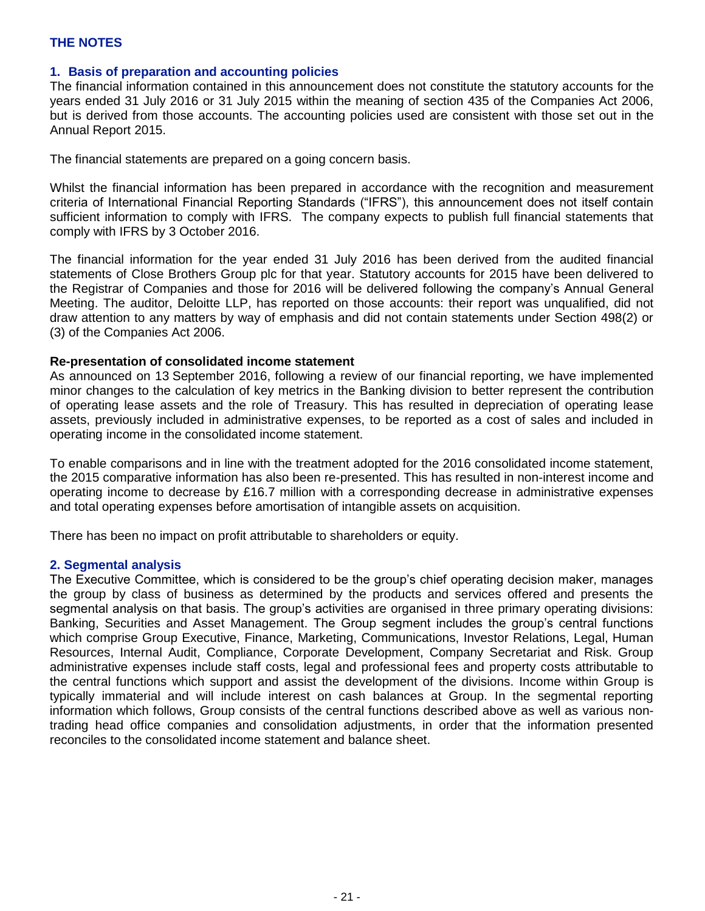# THE NOTES

## 1. Basis of preparation and accounting policies

The financial information contained in this announcement does not constitute the statutory accounts for the years ended 31 July 2016 or 31 July 2015 within the meaning of section 435 of the Companies Act 2006, but is derived from those accounts. The accounting policies used are consistent with those set out in the Annual Report 2015.

The financial statements are prepared on a going concern basis.

Whilst the financial information has been prepared in accordance with the recognition and measurement criteria of International Financial Reporting Standards ("IFRS"), this announcement does not itself contain sufficient information to comply with IFRS. The company expects to publish full financial statements that comply with IFRS by 3 October 2016.

The financial information for the year ended 31 July 2016 has been derived from the audited financial statements of Close Brothers Group plc for that year. Statutory accounts for 2015 have been delivered to the Registrar of Companies and those for 2016 will be delivered following the company's Annual General Meeting. The auditor, Deloitte LLP, has reported on those accounts: their report was unqualified, did not draw attention to any matters by way of emphasis and did not contain statements under Section 498(2) or (3) of the Companies Act 2006.

**Re-presentation of consolidated income statement**

As announced on 13 September 2016, following a review of our financial reporting, we have implemented minor changes to the calculation of key metrics in the Banking division to better represent the contribution of operating lease assets and the role of Treasury. This has resulted in depreciation of operating lease assets, previously included in administrative expenses, to be reported as a cost of sales and included in operating income in the consolidated income statement.

To enable comparisons and in line with the treatment adopted for the 2016 consolidated income statement, the 2015 comparative information has also been re-presented. This has resulted in non-interest income and operating income to decrease by £16.7 million with a corresponding decrease in administrative expenses and total operating expenses before amortisation of intangible assets on acquisition.

There has been no impact on profit attributable to shareholders or equity.

## 2. Segmental analysis

The Executive Committee, which is considered to be the group's chief operating decision maker, manages the group by class of business as determined by the products and services offered and presents the segmental analysis on that basis. The group's activities are organised in three primary operating divisions: Banking, Securities and Asset Management. The Group segment includes the group's central functions which comprise Group Executive, Finance, Marketing, Communications, Investor Relations, Legal, Human Resources, Internal Audit, Compliance, Corporate Development, Company Secretariat and Risk. Group administrative expenses include staff costs, legal and professional fees and property costs attributable to the central functions which support and assist the development of the divisions. Income within Group is typically immaterial and will include interest on cash balances at Group. In the segmental reporting information which follows, Group consists of the central functions described above as well as various non-trading head office companies and consolidation adjustments, in order that the information presented reconciles to the consolidated income statement and balance sheet.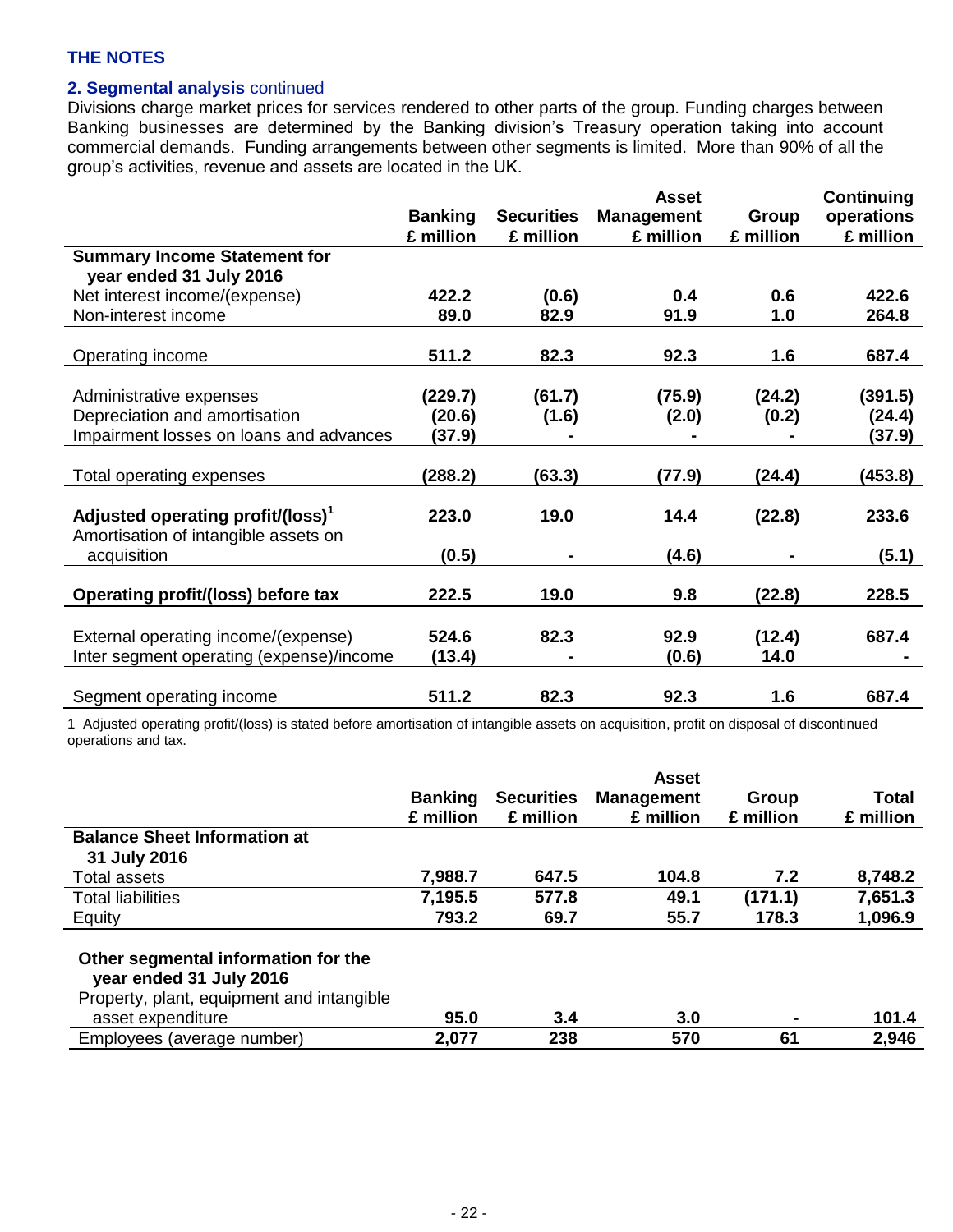**THE NOTES**

**2. Segmental analysis** continued

Divisions charge market prices for services rendered to other parts of the group. Funding charges between Banking businesses are determined by the Banking division's Treasury operation taking into account commercial demands. Funding arrangements between other segments is limited. More than 90% of all the group's activities, revenue and assets are located in the UK.

| | Banking £ million | Securities £ million | Asset Management £ million | Group £ million | Continuing operations £ million |
|---|---|---|---|---|---|
| **Summary Income Statement for year ended 31 July 2016** | | | | | |
| Net interest income/(expense) | **422.2** | **(0.6)** | **0.4** | **0.6** | **422.6** |
| Non-interest income | **89.0** | **82.9** | **91.9** | **1.0** | **264.8** |
| Operating income | **511.2** | **82.3** | **92.3** | **1.6** | **687.4** |
| Administrative expenses | **(229.7)** | **(61.7)** | **(75.9)** | **(24.2)** | **(391.5)** |
| Depreciation and amortisation | **(20.6)** | **(1.6)** | **(2.0)** | **(0.2)** | **(24.4)** |
| Impairment losses on loans and advances | **(37.9)** | **-** | **-** | **-** | **(37.9)** |
| Total operating expenses | **(288.2)** | **(63.3)** | **(77.9)** | **(24.4)** | **(453.8)** |
| **Adjusted operating profit/(loss)[1]** | **223.0** | **19.0** | **14.4** | **(22.8)** | **233.6** |
| Amortisation of intangible assets on acquisition | **(0.5)** | **-** | **(4.6)** | **-** | **(5.1)** |
| **Operating profit/(loss) before tax** | **222.5** | **19.0** | **9.8** | **(22.8)** | **228.5** |
| External operating income/(expense) | **524.6** | **82.3** | **92.9** | **(12.4)** | **687.4** |
| Inter segment operating (expense)/income | **(13.4)** | **-** | **(0.6)** | **14.0** | **-** |
| Segment operating income | **511.2** | **82.3** | **92.3** | **1.6** | **687.4** |

1 Adjusted operating profit/(loss) is stated before amortisation of intangible assets on acquisition, profit on disposal of discontinued operations and tax.

| | Banking £ million | Securities £ million | Asset Management £ million | Group £ million | Total £ million |
|---|---|---|---|---|---|
| **Balance Sheet Information at 31 July 2016** | | | | | |
| Total assets | **7,988.7** | **647.5** | **104.8** | **7.2** | **8,748.2** |
| Total liabilities | **7,195.5** | **577.8** | **49.1** | **(171.1)** | **7,651.3** |
| Equity | **793.2** | **69.7** | **55.7** | **178.3** | **1,096.9** |
| **Other segmental information for the year ended 31 July 2016** | | | | | |
| Property, plant, equipment and intangible asset expenditure | **95.0** | **3.4** | **3.0** | **-** | **101.4** |
| Employees (average number) | **2,077** | **238** | **570** | **61** | **2,946** |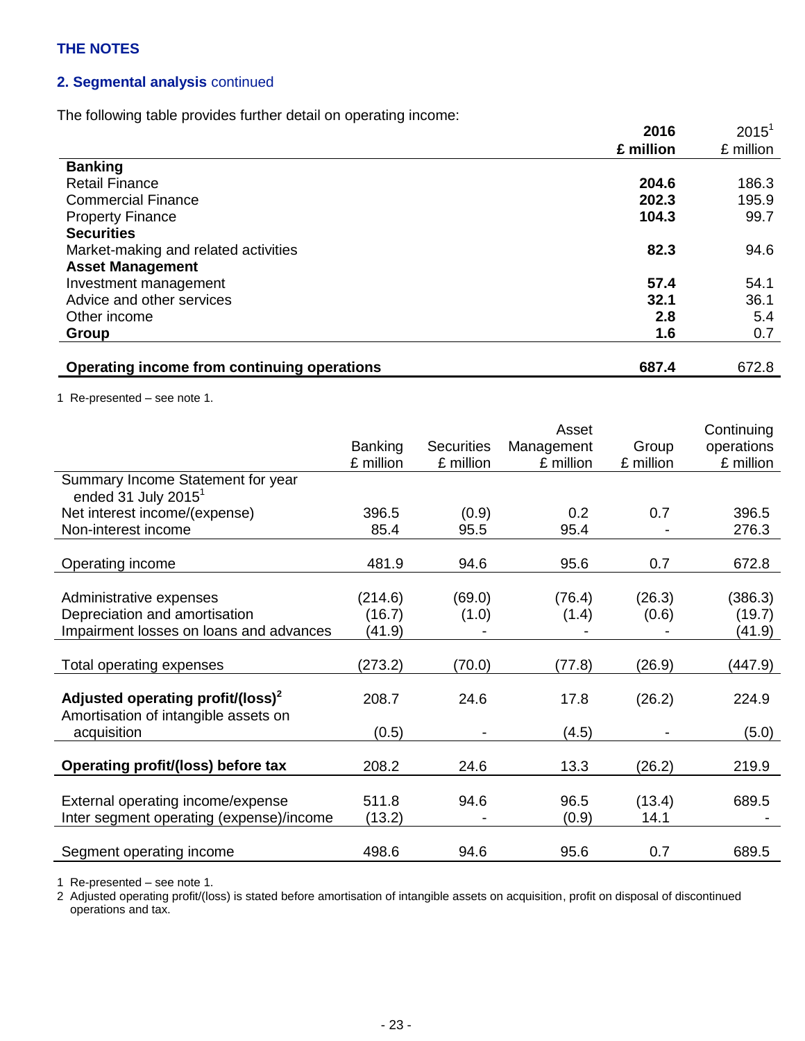## THE NOTES

### 2. Segmental analysis continued

The following table provides further detail on operating income:

| | **2016 £ million** | 2015[1] £ million |
|---|---|---|
| **Banking** | | |
| Retail Finance | **204.6** | 186.3 |
| Commercial Finance | **202.3** | 195.9 |
| Property Finance | **104.3** | 99.7 |
| **Securities** | | |
| Market-making and related activities | **82.3** | 94.6 |
| **Asset Management** | | |
| Investment management | **57.4** | 54.1 |
| Advice and other services | **32.1** | 36.1 |
| Other income | **2.8** | 5.4 |
| **Group** | **1.6** | 0.7 |
| **Operating income from continuing operations** | **687.4** | 672.8 |

1 Re-presented – see note 1.

| | Banking £ million | Securities £ million | Asset Management £ million | Group £ million | Continuing operations £ million |
|---|---|---|---|---|---|
| Summary Income Statement for year ended 31 July 2015[1] | | | | | |
| Net interest income/(expense) | 396.5 | (0.9) | 0.2 | 0.7 | 396.5 |
| Non-interest income | 85.4 | 95.5 | 95.4 | - | 276.3 |
| Operating income | 481.9 | 94.6 | 95.6 | 0.7 | 672.8 |
| Administrative expenses | (214.6) | (69.0) | (76.4) | (26.3) | (386.3) |
| Depreciation and amortisation | (16.7) | (1.0) | (1.4) | (0.6) | (19.7) |
| Impairment losses on loans and advances | (41.9) | - | - | - | (41.9) |
| Total operating expenses | (273.2) | (70.0) | (77.8) | (26.9) | (447.9) |
| **Adjusted operating profit/(loss)[2]** | 208.7 | 24.6 | 17.8 | (26.2) | 224.9 |
| Amortisation of intangible assets on acquisition | (0.5) | - | (4.5) | - | (5.0) |
| **Operating profit/(loss) before tax** | 208.2 | 24.6 | 13.3 | (26.2) | 219.9 |
| External operating income/expense | 511.8 | 94.6 | 96.5 | (13.4) | 689.5 |
| Inter segment operating (expense)/income | (13.2) | - | (0.9) | 14.1 | - |
| Segment operating income | 498.6 | 94.6 | 95.6 | 0.7 | 689.5 |

1 Re-presented – see note 1.
2 Adjusted operating profit/(loss) is stated before amortisation of intangible assets on acquisition, profit on disposal of discontinued operations and tax.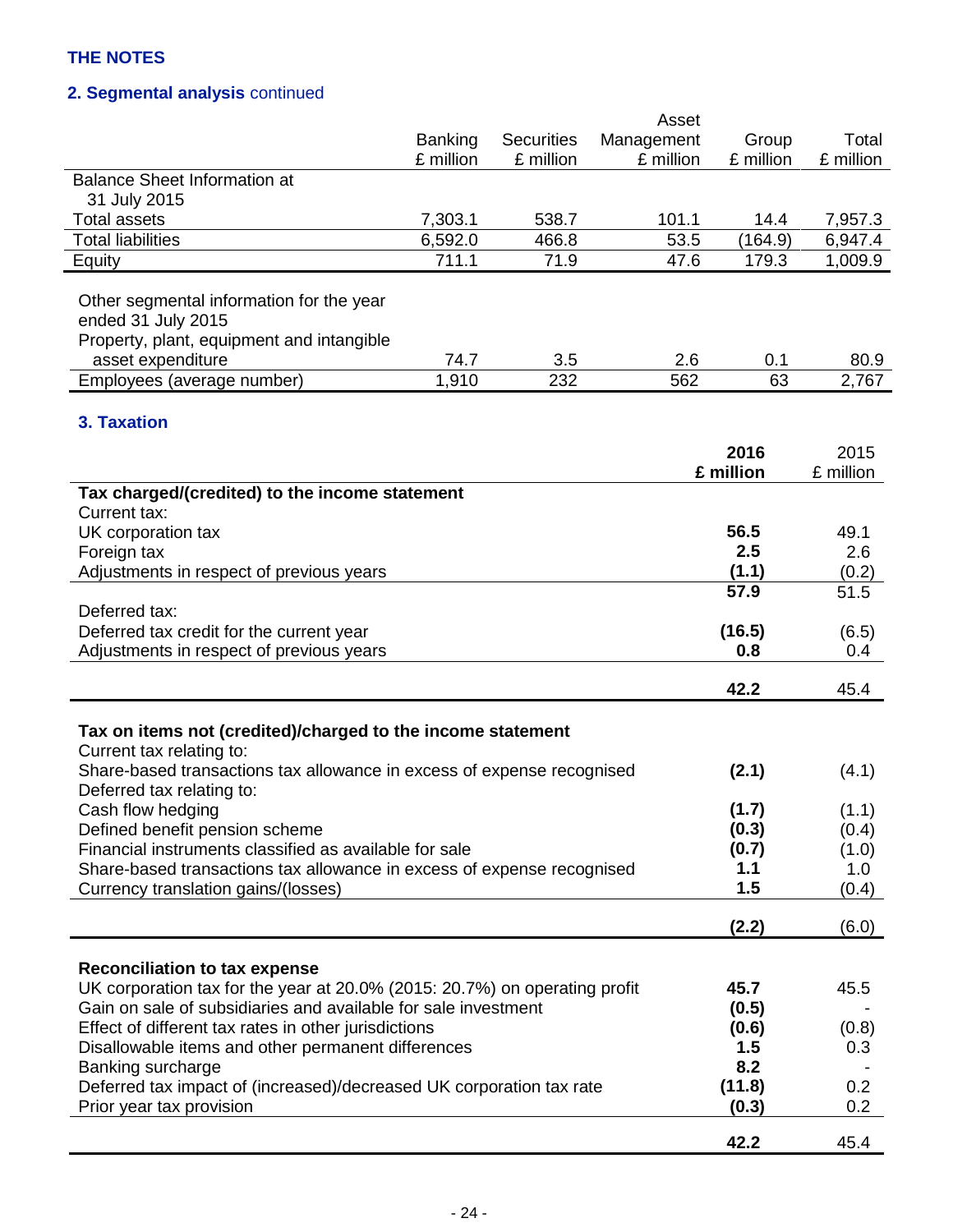**THE NOTES**

## 2. Segmental analysis continued

| | Banking £ million | Securities £ million | Asset Management £ million | Group £ million | Total £ million |
|---|---|---|---|---|---|
| Balance Sheet Information at 31 July 2015 | | | | | |
| Total assets | 7,303.1 | 538.7 | 101.1 | 14.4 | 7,957.3 |
| Total liabilities | 6,592.0 | 466.8 | 53.5 | (164.9) | 6,947.4 |
| Equity | 711.1 | 71.9 | 47.6 | 179.3 | 1,009.9 |

| | Banking £ million | Securities £ million | Asset Management £ million | Group £ million | Total £ million |
|---|---|---|---|---|---|
| Other segmental information for the year ended 31 July 2015 | | | | | |
| Property, plant, equipment and intangible asset expenditure | 74.7 | 3.5 | 2.6 | 0.1 | 80.9 |
| Employees (average number) | 1,910 | 232 | 562 | 63 | 2,767 |

## 3. Taxation

| | **2016 £ million** | 2015 £ million |
|---|---|---|
| **Tax charged/(credited) to the income statement** | | |
| Current tax: | | |
| UK corporation tax | **56.5** | 49.1 |
| Foreign tax | **2.5** | 2.6 |
| Adjustments in respect of previous years | **(1.1)** | (0.2) |
| | **57.9** | 51.5 |
| Deferred tax: | | |
| Deferred tax credit for the current year | **(16.5)** | (6.5) |
| Adjustments in respect of previous years | **0.8** | 0.4 |
| | **42.2** | 45.4 |

| | **2016 £ million** | 2015 £ million |
|---|---|---|
| **Tax on items not (credited)/charged to the income statement** | | |
| Current tax relating to: | | |
| Share-based transactions tax allowance in excess of expense recognised | **(2.1)** | (4.1) |
| Deferred tax relating to: | | |
| Cash flow hedging | **(1.7)** | (1.1) |
| Defined benefit pension scheme | **(0.3)** | (0.4) |
| Financial instruments classified as available for sale | **(0.7)** | (1.0) |
| Share-based transactions tax allowance in excess of expense recognised | **1.1** | 1.0 |
| Currency translation gains/(losses) | **1.5** | (0.4) |
| | **(2.2)** | (6.0) |

| | **2016 £ million** | 2015 £ million |
|---|---|---|
| **Reconciliation to tax expense** | | |
| UK corporation tax for the year at 20.0% (2015: 20.7%) on operating profit | **45.7** | 45.5 |
| Gain on sale of subsidiaries and available for sale investment | **(0.5)** | - |
| Effect of different tax rates in other jurisdictions | **(0.6)** | (0.8) |
| Disallowable items and other permanent differences | **1.5** | 0.3 |
| Banking surcharge | **8.2** | - |
| Deferred tax impact of (increased)/decreased UK corporation tax rate | **(11.8)** | 0.2 |
| Prior year tax provision | **(0.3)** | 0.2 |
| | **42.2** | 45.4 |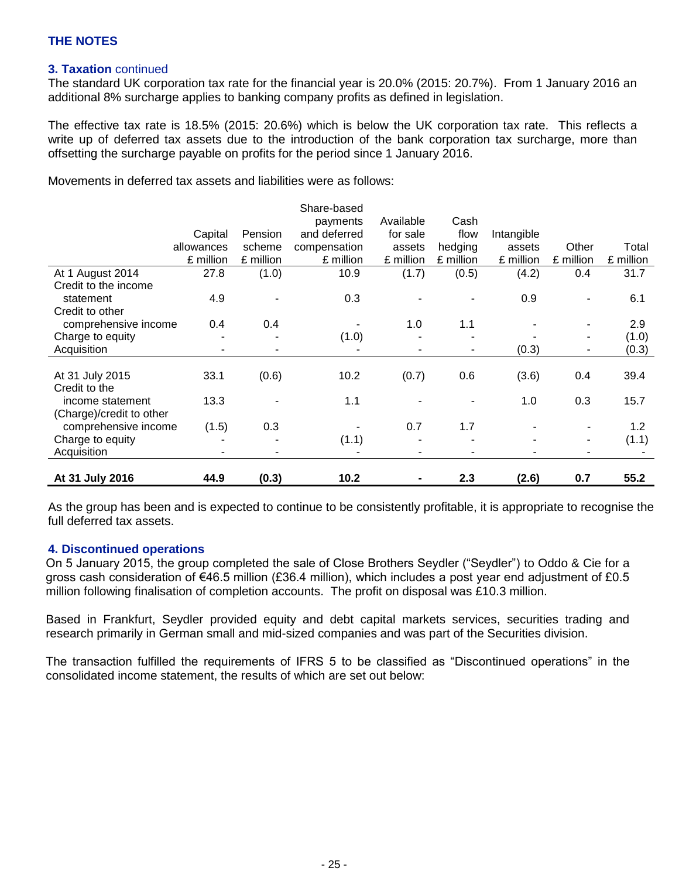## THE NOTES

### 3. Taxation continued

The standard UK corporation tax rate for the financial year is 20.0% (2015: 20.7%). From 1 January 2016 an additional 8% surcharge applies to banking company profits as defined in legislation.

The effective tax rate is 18.5% (2015: 20.6%) which is below the UK corporation tax rate. This reflects a write up of deferred tax assets due to the introduction of the bank corporation tax surcharge, more than offsetting the surcharge payable on profits for the period since 1 January 2016.

Movements in deferred tax assets and liabilities were as follows:

| | Capital allowances £ million | Pension scheme £ million | Share-based payments and deferred compensation £ million | Available for sale assets £ million | Cash flow hedging £ million | Intangible assets £ million | Other £ million | Total £ million |
|---|---|---|---|---|---|---|---|---|
| At 1 August 2014 | 27.8 | (1.0) | 10.9 | (1.7) | (0.5) | (4.2) | 0.4 | 31.7 |
| Credit to the income statement | 4.9 | - | 0.3 | - | - | 0.9 | - | 6.1 |
| Credit to other comprehensive income | 0.4 | 0.4 | - | 1.0 | 1.1 | - | - | 2.9 |
| Charge to equity | - | - | (1.0) | - | - | - | - | (1.0) |
| Acquisition | - | - | - | - | - | (0.3) | - | (0.3) |
| At 31 July 2015 | 33.1 | (0.6) | 10.2 | (0.7) | 0.6 | (3.6) | 0.4 | 39.4 |
| Credit to the income statement | 13.3 | - | 1.1 | - | - | 1.0 | 0.3 | 15.7 |
| (Charge)/credit to other comprehensive income | (1.5) | 0.3 | - | 0.7 | 1.7 | - | - | 1.2 |
| Charge to equity | - | - | (1.1) | - | - | - | - | (1.1) |
| Acquisition | - | - | - | - | - | - | - | - |
| **At 31 July 2016** | **44.9** | **(0.3)** | **10.2** | **-** | **2.3** | **(2.6)** | **0.7** | **55.2** |

As the group has been and is expected to continue to be consistently profitable, it is appropriate to recognise the full deferred tax assets.

### 4. Discontinued operations

On 5 January 2015, the group completed the sale of Close Brothers Seydler ("Seydler") to Oddo & Cie for a gross cash consideration of €46.5 million (£36.4 million), which includes a post year end adjustment of £0.5 million following finalisation of completion accounts. The profit on disposal was £10.3 million.

Based in Frankfurt, Seydler provided equity and debt capital markets services, securities trading and research primarily in German small and mid-sized companies and was part of the Securities division.

The transaction fulfilled the requirements of IFRS 5 to be classified as "Discontinued operations" in the consolidated income statement, the results of which are set out below: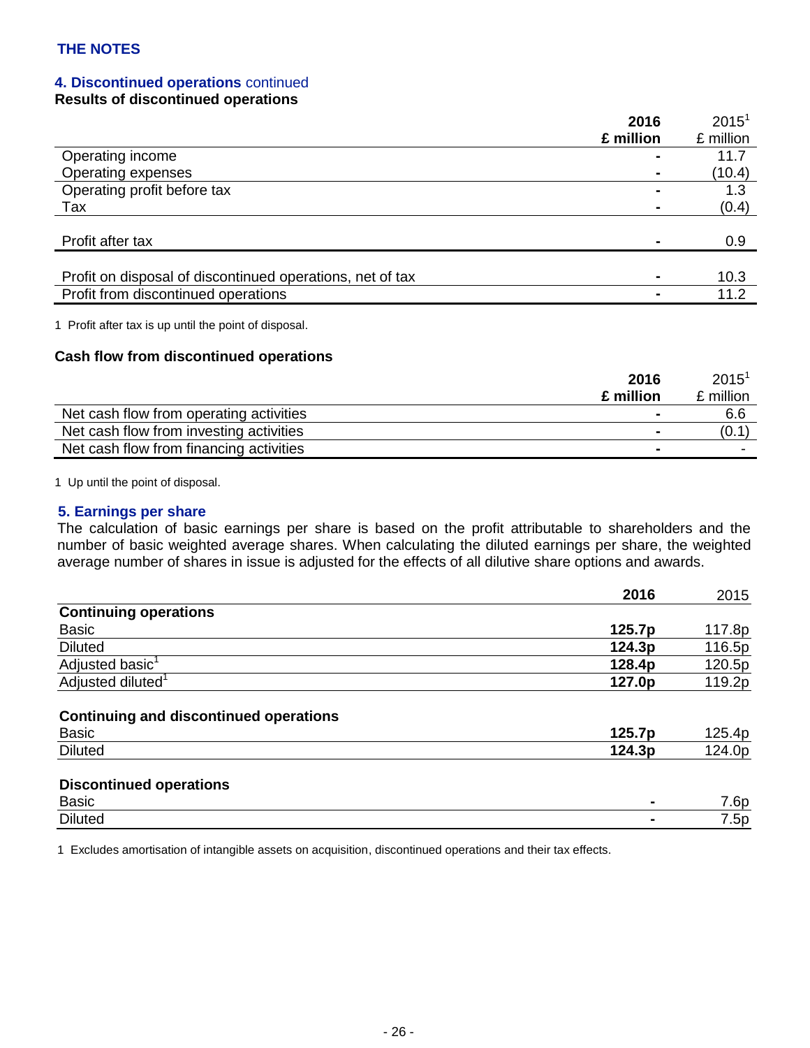## THE NOTES

### 4. Discontinued operations continued

**Results of discontinued operations**

| | **2016 £ million** | 2015[1] £ million |
|---|---|---|
| Operating income | - | 11.7 |
| Operating expenses | - | (10.4) |
| Operating profit before tax | - | 1.3 |
| Tax | - | (0.4) |
| Profit after tax | - | 0.9 |
| Profit on disposal of discontinued operations, net of tax | - | 10.3 |
| Profit from discontinued operations | - | 11.2 |

1 Profit after tax is up until the point of disposal.

**Cash flow from discontinued operations**

| | **2016 £ million** | 2015[1] £ million |
|---|---|---|
| Net cash flow from operating activities | - | 6.6 |
| Net cash flow from investing activities | - | (0.1) |
| Net cash flow from financing activities | - | - |

1 Up until the point of disposal.

### 5. Earnings per share

The calculation of basic earnings per share is based on the profit attributable to shareholders and the number of basic weighted average shares. When calculating the diluted earnings per share, the weighted average number of shares in issue is adjusted for the effects of all dilutive share options and awards.

| | **2016** | 2015 |
|---|---|---|
| **Continuing operations** | | |
| Basic | **125.7p** | 117.8p |
| Diluted | **124.3p** | 116.5p |
| Adjusted basic[1] | **128.4p** | 120.5p |
| Adjusted diluted[1] | **127.0p** | 119.2p |
| | | |
| **Continuing and discontinued operations** | | |
| Basic | **125.7p** | 125.4p |
| Diluted | **124.3p** | 124.0p |
| | | |
| **Discontinued operations** | | |
| Basic | - | 7.6p |
| Diluted | - | 7.5p |

1 Excludes amortisation of intangible assets on acquisition, discontinued operations and their tax effects.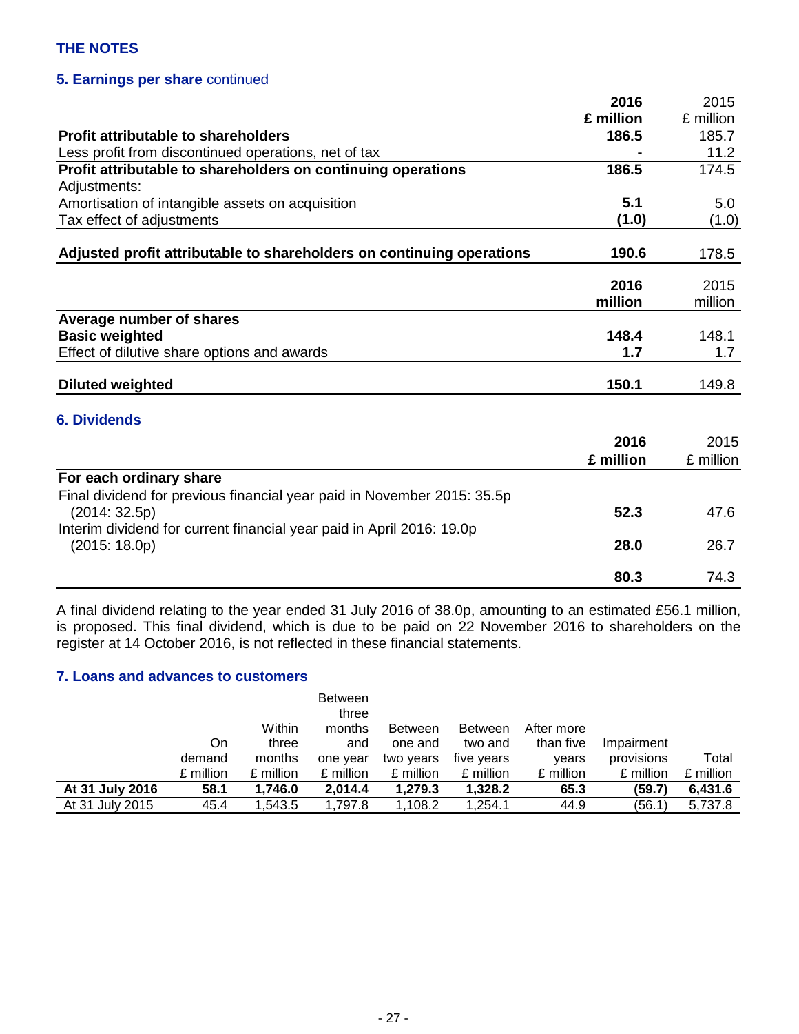## THE NOTES

### 5. Earnings per share continued

| | 2016 £ million | 2015 £ million |
|---|---|---|
| **Profit attributable to shareholders** | **186.5** | 185.7 |
| Less profit from discontinued operations, net of tax | **-** | 11.2 |
| **Profit attributable to shareholders on continuing operations** | **186.5** | 174.5 |
| Adjustments: | | |
| Amortisation of intangible assets on acquisition | **5.1** | 5.0 |
| Tax effect of adjustments | **(1.0)** | (1.0) |
| **Adjusted profit attributable to shareholders on continuing operations** | **190.6** | 178.5 |

| | 2016 million | 2015 million |
|---|---|---|
| **Average number of shares** | | |
| **Basic weighted** | **148.4** | 148.1 |
| Effect of dilutive share options and awards | **1.7** | 1.7 |
| **Diluted weighted** | **150.1** | 149.8 |

### 6. Dividends

| | 2016 £ million | 2015 £ million |
|---|---|---|
| **For each ordinary share** | | |
| Final dividend for previous financial year paid in November 2015: 35.5p (2014: 32.5p) | **52.3** | 47.6 |
| Interim dividend for current financial year paid in April 2016: 19.0p (2015: 18.0p) | **28.0** | 26.7 |
| | **80.3** | 74.3 |

A final dividend relating to the year ended 31 July 2016 of 38.0p, amounting to an estimated £56.1 million, is proposed. This final dividend, which is due to be paid on 22 November 2016 to shareholders on the register at 14 October 2016, is not reflected in these financial statements.

### 7. Loans and advances to customers

| | On demand £ million | Within three months £ million | Between three months and one year £ million | Between one and two years £ million | Between two and five years £ million | After more than five years £ million | Impairment provisions £ million | Total £ million |
|---|---|---|---|---|---|---|---|---|
| **At 31 July 2016** | **58.1** | **1,746.0** | **2,014.4** | **1,279.3** | **1,328.2** | **65.3** | **(59.7)** | **6,431.6** |
| At 31 July 2015 | 45.4 | 1,543.5 | 1,797.8 | 1,108.2 | 1,254.1 | 44.9 | (56.1) | 5,737.8 |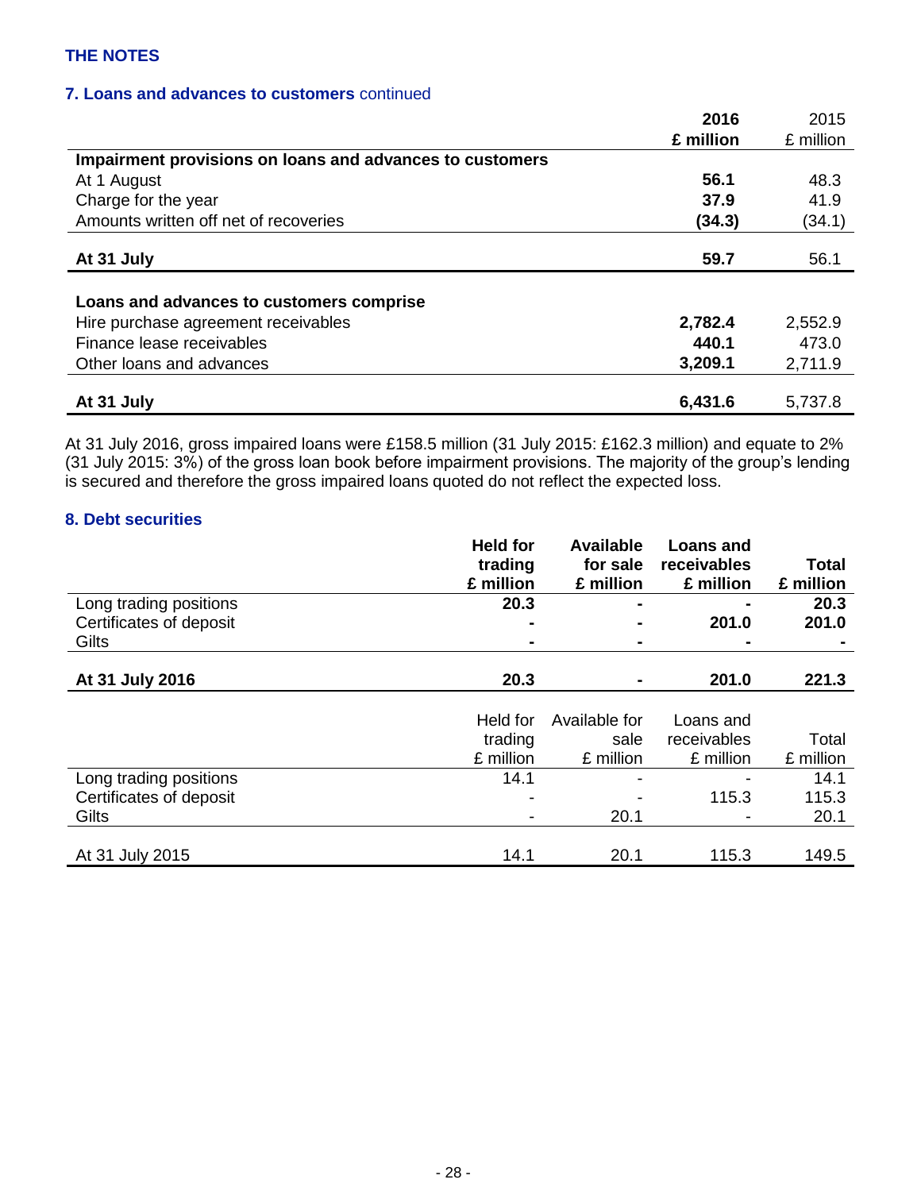THE NOTES

## 7. Loans and advances to customers continued

| | 2016 £ million | 2015 £ million |
|---|---|---|
| **Impairment provisions on loans and advances to customers** | | |
| At 1 August | **56.1** | 48.3 |
| Charge for the year | **37.9** | 41.9 |
| Amounts written off net of recoveries | **(34.3)** | (34.1) |
| **At 31 July** | **59.7** | 56.1 |
| **Loans and advances to customers comprise** | | |
| Hire purchase agreement receivables | **2,782.4** | 2,552.9 |
| Finance lease receivables | **440.1** | 473.0 |
| Other loans and advances | **3,209.1** | 2,711.9 |
| **At 31 July** | **6,431.6** | 5,737.8 |

At 31 July 2016, gross impaired loans were £158.5 million (31 July 2015: £162.3 million) and equate to 2% (31 July 2015: 3%) of the gross loan book before impairment provisions. The majority of the group's lending is secured and therefore the gross impaired loans quoted do not reflect the expected loss.

## 8. Debt securities

| | **Held for trading £ million** | **Available for sale £ million** | **Loans and receivables £ million** | **Total £ million** |
|---|---|---|---|---|
| Long trading positions | **20.3** | **-** | **-** | **20.3** |
| Certificates of deposit | **-** | **-** | **201.0** | **201.0** |
| Gilts | **-** | **-** | **-** | **-** |
| **At 31 July 2016** | **20.3** | **-** | **201.0** | **221.3** |

| | Held for trading £ million | Available for sale £ million | Loans and receivables £ million | Total £ million |
|---|---|---|---|---|
| Long trading positions | 14.1 | - | - | 14.1 |
| Certificates of deposit | - | - | 115.3 | 115.3 |
| Gilts | - | 20.1 | - | 20.1 |
| At 31 July 2015 | 14.1 | 20.1 | 115.3 | 149.5 |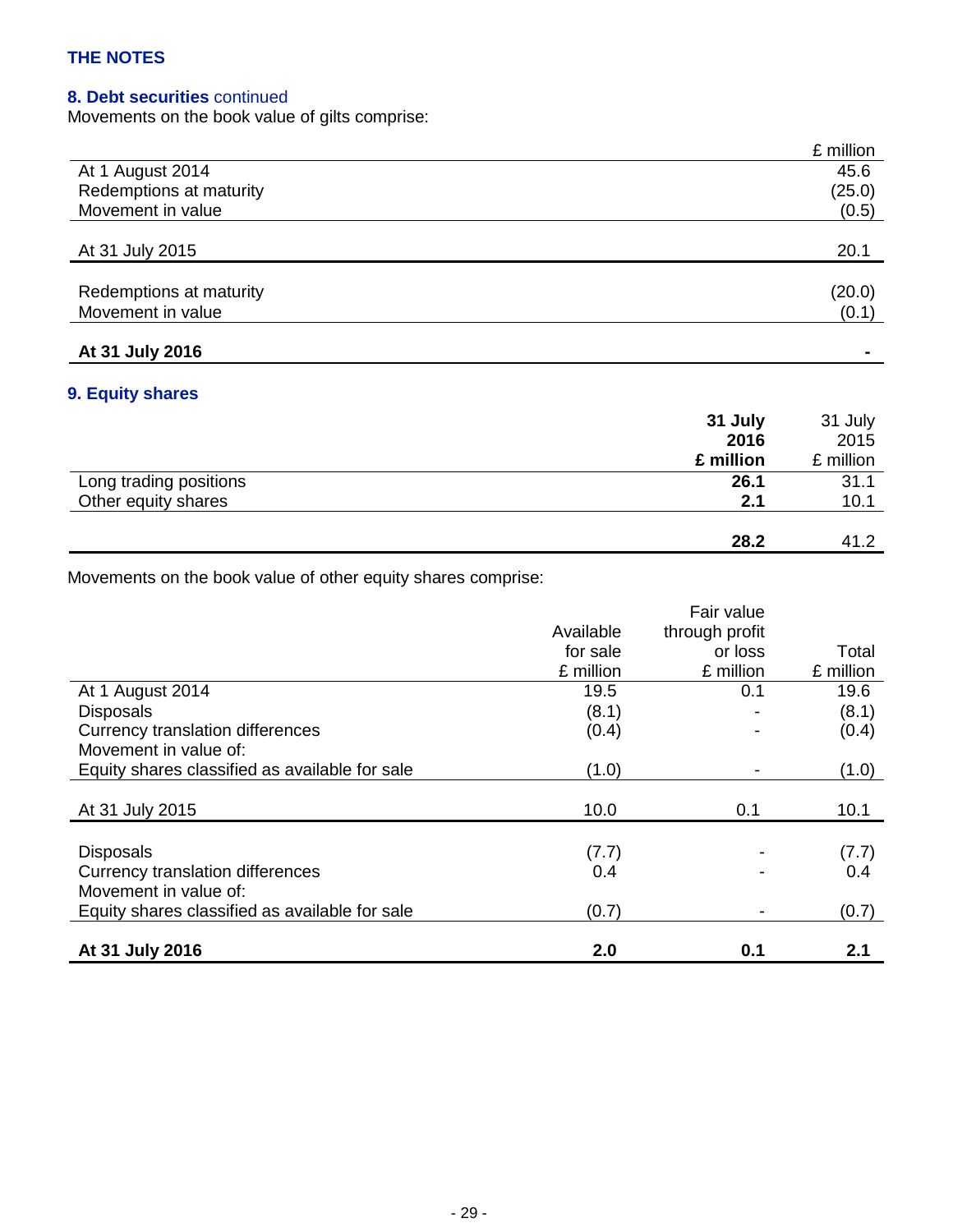## THE NOTES

### 8. Debt securities continued

Movements on the book value of gilts comprise:

| | £ million |
|---|---|
| At 1 August 2014 | 45.6 |
| Redemptions at maturity | (25.0) |
| Movement in value | (0.5) |
| At 31 July 2015 | 20.1 |
| Redemptions at maturity | (20.0) |
| Movement in value | (0.1) |
| **At 31 July 2016** | **-** |

### 9. Equity shares

| | **31 July 2016 £ million** | 31 July 2015 £ million |
|---|---|---|
| Long trading positions | **26.1** | 31.1 |
| Other equity shares | **2.1** | 10.1 |
| | **28.2** | 41.2 |

Movements on the book value of other equity shares comprise:

| | Available for sale £ million | Fair value through profit or loss £ million | Total £ million |
|---|---|---|---|
| At 1 August 2014 | 19.5 | 0.1 | 19.6 |
| Disposals | (8.1) | - | (8.1) |
| Currency translation differences | (0.4) | - | (0.4) |
| Movement in value of: | | | |
| Equity shares classified as available for sale | (1.0) | - | (1.0) |
| At 31 July 2015 | 10.0 | 0.1 | 10.1 |
| Disposals | (7.7) | - | (7.7) |
| Currency translation differences | 0.4 | - | 0.4 |
| Movement in value of: | | | |
| Equity shares classified as available for sale | (0.7) | - | (0.7) |
| **At 31 July 2016** | **2.0** | **0.1** | **2.1** |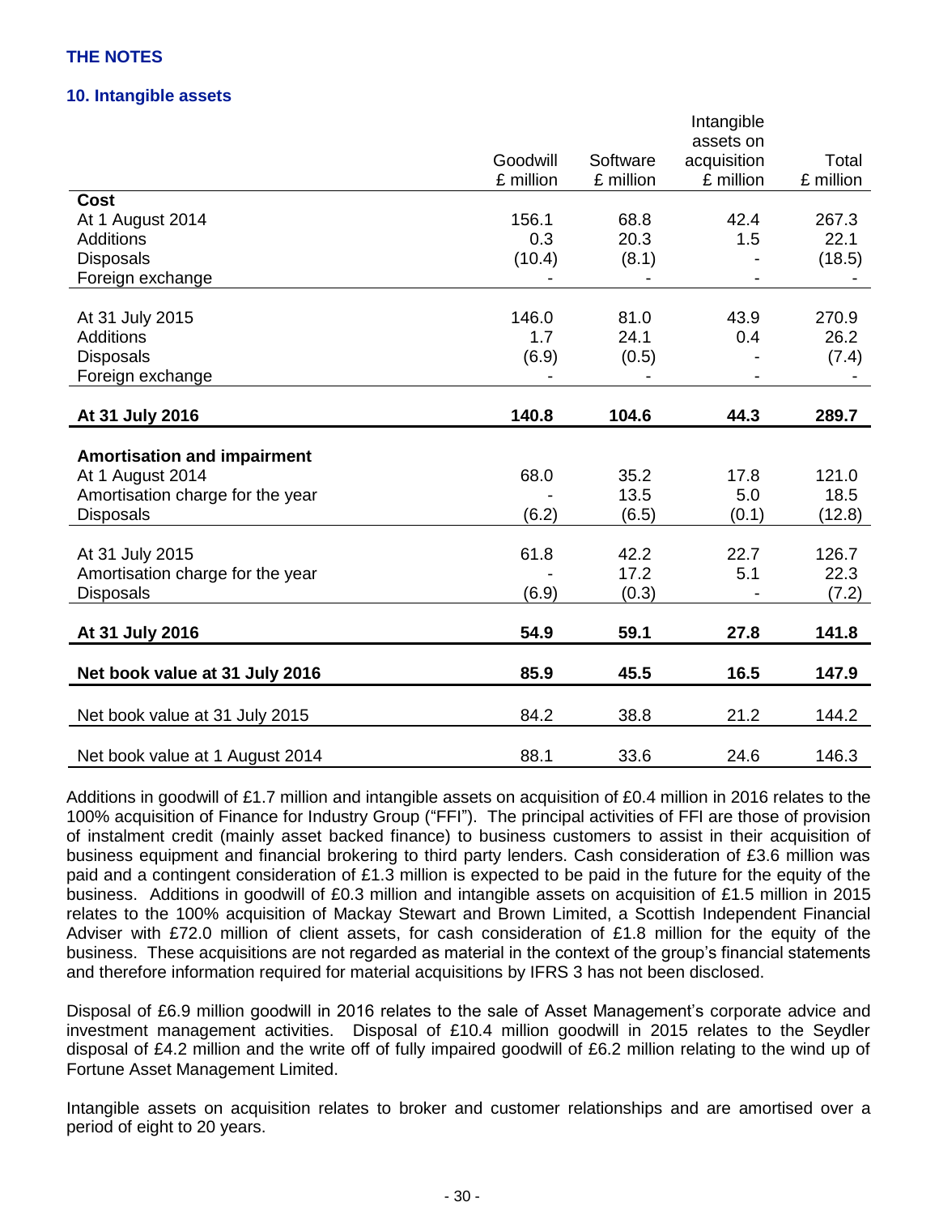## THE NOTES

### 10. Intangible assets

| | Goodwill £ million | Software £ million | Intangible assets on acquisition £ million | Total £ million |
|---|---|---|---|---|
| **Cost** | | | | |
| At 1 August 2014 | 156.1 | 68.8 | 42.4 | 267.3 |
| Additions | 0.3 | 20.3 | 1.5 | 22.1 |
| Disposals | (10.4) | (8.1) | - | (18.5) |
| Foreign exchange | - | - | - | - |
| At 31 July 2015 | 146.0 | 81.0 | 43.9 | 270.9 |
| Additions | 1.7 | 24.1 | 0.4 | 26.2 |
| Disposals | (6.9) | (0.5) | - | (7.4) |
| Foreign exchange | - | - | - | - |
| **At 31 July 2016** | **140.8** | **104.6** | **44.3** | **289.7** |
| **Amortisation and impairment** | | | | |
| At 1 August 2014 | 68.0 | 35.2 | 17.8 | 121.0 |
| Amortisation charge for the year | - | 13.5 | 5.0 | 18.5 |
| Disposals | (6.2) | (6.5) | (0.1) | (12.8) |
| At 31 July 2015 | 61.8 | 42.2 | 22.7 | 126.7 |
| Amortisation charge for the year | - | 17.2 | 5.1 | 22.3 |
| Disposals | (6.9) | (0.3) | - | (7.2) |
| **At 31 July 2016** | **54.9** | **59.1** | **27.8** | **141.8** |
| **Net book value at 31 July 2016** | **85.9** | **45.5** | **16.5** | **147.9** |
| Net book value at 31 July 2015 | 84.2 | 38.8 | 21.2 | 144.2 |
| Net book value at 1 August 2014 | 88.1 | 33.6 | 24.6 | 146.3 |

Additions in goodwill of £1.7 million and intangible assets on acquisition of £0.4 million in 2016 relates to the 100% acquisition of Finance for Industry Group ("FFI"). The principal activities of FFI are those of provision of instalment credit (mainly asset backed finance) to business customers to assist in their acquisition of business equipment and financial brokering to third party lenders. Cash consideration of £3.6 million was paid and a contingent consideration of £1.3 million is expected to be paid in the future for the equity of the business. Additions in goodwill of £0.3 million and intangible assets on acquisition of £1.5 million in 2015 relates to the 100% acquisition of Mackay Stewart and Brown Limited, a Scottish Independent Financial Adviser with £72.0 million of client assets, for cash consideration of £1.8 million for the equity of the business. These acquisitions are not regarded as material in the context of the group's financial statements and therefore information required for material acquisitions by IFRS 3 has not been disclosed.

Disposal of £6.9 million goodwill in 2016 relates to the sale of Asset Management's corporate advice and investment management activities. Disposal of £10.4 million goodwill in 2015 relates to the Seydler disposal of £4.2 million and the write off of fully impaired goodwill of £6.2 million relating to the wind up of Fortune Asset Management Limited.

Intangible assets on acquisition relates to broker and customer relationships and are amortised over a period of eight to 20 years.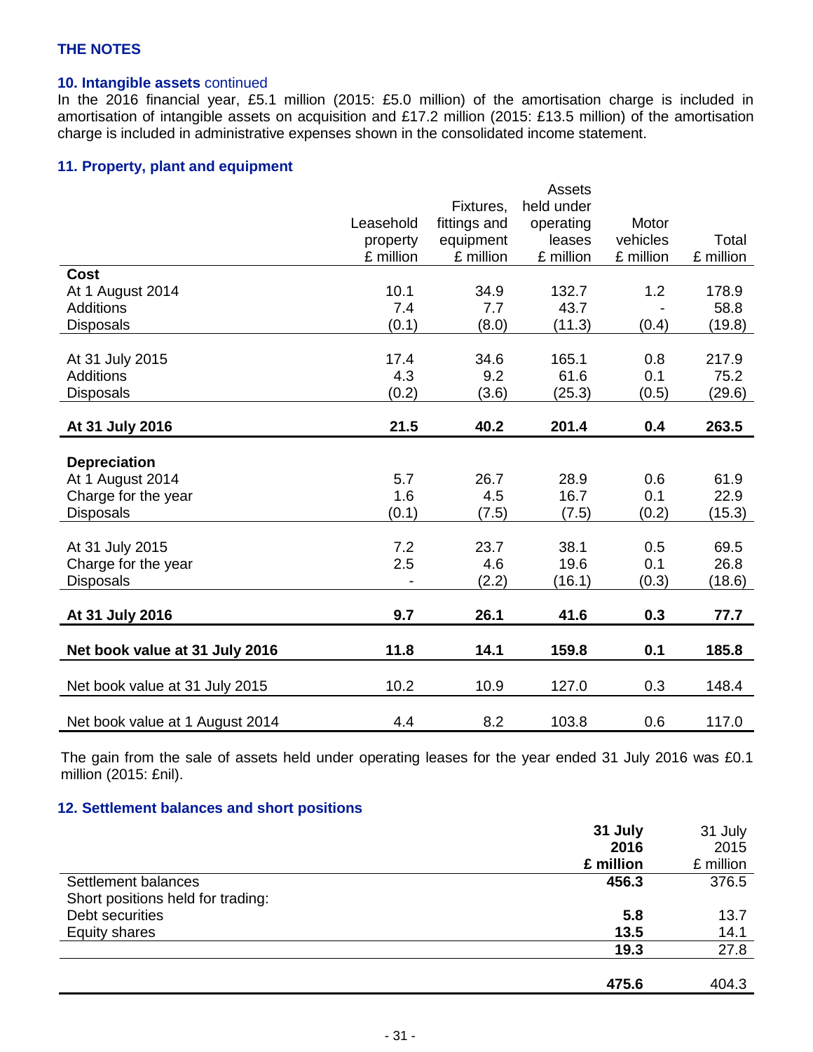THE NOTES

### 10. Intangible assets continued

In the 2016 financial year, £5.1 million (2015: £5.0 million) of the amortisation charge is included in amortisation of intangible assets on acquisition and £17.2 million (2015: £13.5 million) of the amortisation charge is included in administrative expenses shown in the consolidated income statement.

### 11. Property, plant and equipment

| | Leasehold property £ million | Fixtures, fittings and equipment £ million | Assets held under operating leases £ million | Motor vehicles £ million | Total £ million |
|---|---|---|---|---|---|
| **Cost** | | | | | |
| At 1 August 2014 | 10.1 | 34.9 | 132.7 | 1.2 | 178.9 |
| Additions | 7.4 | 7.7 | 43.7 | - | 58.8 |
| Disposals | (0.1) | (8.0) | (11.3) | (0.4) | (19.8) |
| At 31 July 2015 | 17.4 | 34.6 | 165.1 | 0.8 | 217.9 |
| Additions | 4.3 | 9.2 | 61.6 | 0.1 | 75.2 |
| Disposals | (0.2) | (3.6) | (25.3) | (0.5) | (29.6) |
| **At 31 July 2016** | **21.5** | **40.2** | **201.4** | **0.4** | **263.5** |
| **Depreciation** | | | | | |
| At 1 August 2014 | 5.7 | 26.7 | 28.9 | 0.6 | 61.9 |
| Charge for the year | 1.6 | 4.5 | 16.7 | 0.1 | 22.9 |
| Disposals | (0.1) | (7.5) | (7.5) | (0.2) | (15.3) |
| At 31 July 2015 | 7.2 | 23.7 | 38.1 | 0.5 | 69.5 |
| Charge for the year | 2.5 | 4.6 | 19.6 | 0.1 | 26.8 |
| Disposals | - | (2.2) | (16.1) | (0.3) | (18.6) |
| **At 31 July 2016** | **9.7** | **26.1** | **41.6** | **0.3** | **77.7** |
| **Net book value at 31 July 2016** | **11.8** | **14.1** | **159.8** | **0.1** | **185.8** |
| Net book value at 31 July 2015 | 10.2 | 10.9 | 127.0 | 0.3 | 148.4 |
| Net book value at 1 August 2014 | 4.4 | 8.2 | 103.8 | 0.6 | 117.0 |

The gain from the sale of assets held under operating leases for the year ended 31 July 2016 was £0.1 million (2015: £nil).

### 12. Settlement balances and short positions

| | **31 July 2016 £ million** | 31 July 2015 £ million |
|---|---|---|
| Settlement balances | **456.3** | 376.5 |
| Short positions held for trading: | | |
| Debt securities | **5.8** | 13.7 |
| Equity shares | **13.5** | 14.1 |
| | **19.3** | 27.8 |
| | **475.6** | 404.3 |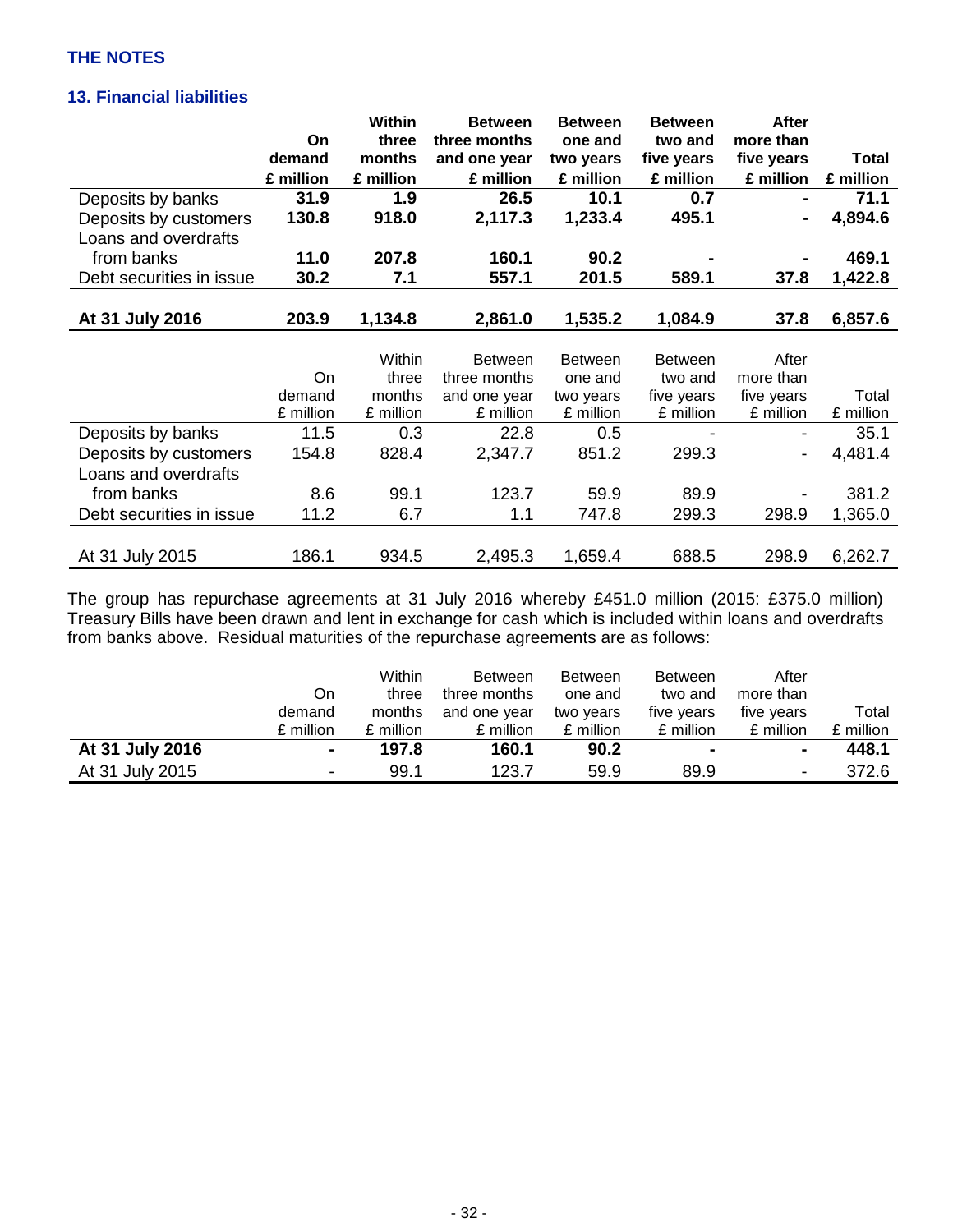THE NOTES

## 13. Financial liabilities

| | On demand £ million | Within three months £ million | Between three months and one year £ million | Between one and two years £ million | Between two and five years £ million | After more than five years £ million | Total £ million |
|---|---|---|---|---|---|---|---|
| Deposits by banks | **31.9** | **1.9** | **26.5** | **10.1** | **0.7** | **-** | **71.1** |
| Deposits by customers | **130.8** | **918.0** | **2,117.3** | **1,233.4** | **495.1** | **-** | **4,894.6** |
| Loans and overdrafts from banks | **11.0** | **207.8** | **160.1** | **90.2** | **-** | **-** | **469.1** |
| Debt securities in issue | **30.2** | **7.1** | **557.1** | **201.5** | **589.1** | **37.8** | **1,422.8** |
| **At 31 July 2016** | **203.9** | **1,134.8** | **2,861.0** | **1,535.2** | **1,084.9** | **37.8** | **6,857.6** |

| | On demand £ million | Within three months £ million | Between three months and one year £ million | Between one and two years £ million | Between two and five years £ million | After more than five years £ million | Total £ million |
|---|---|---|---|---|---|---|---|
| Deposits by banks | 11.5 | 0.3 | 22.8 | 0.5 | - | - | 35.1 |
| Deposits by customers | 154.8 | 828.4 | 2,347.7 | 851.2 | 299.3 | - | 4,481.4 |
| Loans and overdrafts from banks | 8.6 | 99.1 | 123.7 | 59.9 | 89.9 | - | 381.2 |
| Debt securities in issue | 11.2 | 6.7 | 1.1 | 747.8 | 299.3 | 298.9 | 1,365.0 |
| At 31 July 2015 | 186.1 | 934.5 | 2,495.3 | 1,659.4 | 688.5 | 298.9 | 6,262.7 |

The group has repurchase agreements at 31 July 2016 whereby £451.0 million (2015: £375.0 million) Treasury Bills have been drawn and lent in exchange for cash which is included within loans and overdrafts from banks above. Residual maturities of the repurchase agreements are as follows:

| | On demand £ million | Within three months £ million | Between three months and one year £ million | Between one and two years £ million | Between two and five years £ million | After more than five years £ million | Total £ million |
|---|---|---|---|---|---|---|---|
| **At 31 July 2016** | **-** | **197.8** | **160.1** | **90.2** | **-** | **-** | **448.1** |
| At 31 July 2015 | - | 99.1 | 123.7 | 59.9 | 89.9 | - | 372.6 |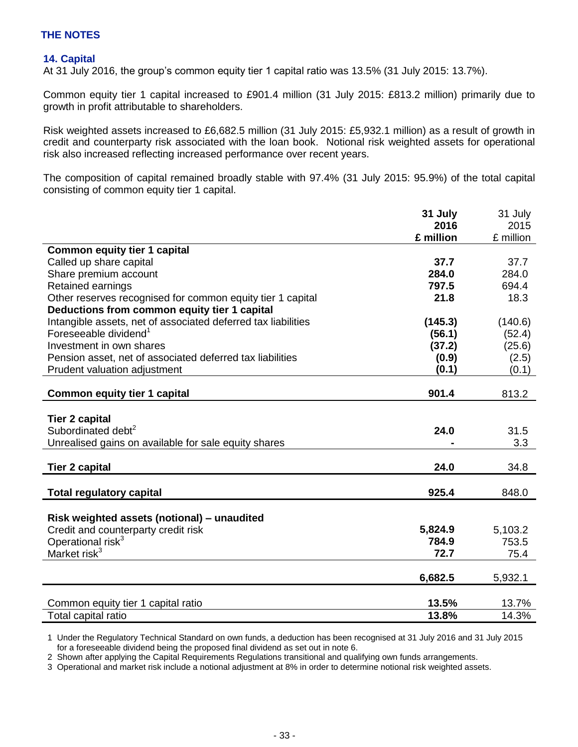## THE NOTES

### 14. Capital

At 31 July 2016, the group's common equity tier 1 capital ratio was 13.5% (31 July 2015: 13.7%).

Common equity tier 1 capital increased to £901.4 million (31 July 2015: £813.2 million) primarily due to growth in profit attributable to shareholders.

Risk weighted assets increased to £6,682.5 million (31 July 2015: £5,932.1 million) as a result of growth in credit and counterparty risk associated with the loan book. Notional risk weighted assets for operational risk also increased reflecting increased performance over recent years.

The composition of capital remained broadly stable with 97.4% (31 July 2015: 95.9%) of the total capital consisting of common equity tier 1 capital.

| | **31 July 2016 £ million** | 31 July 2015 £ million |
|---|---|---|
| **Common equity tier 1 capital** | | |
| Called up share capital | **37.7** | 37.7 |
| Share premium account | **284.0** | 284.0 |
| Retained earnings | **797.5** | 694.4 |
| Other reserves recognised for common equity tier 1 capital | **21.8** | 18.3 |
| **Deductions from common equity tier 1 capital** | | |
| Intangible assets, net of associated deferred tax liabilities | **(145.3)** | (140.6) |
| Foreseeable dividend[1] | **(56.1)** | (52.4) |
| Investment in own shares | **(37.2)** | (25.6) |
| Pension asset, net of associated deferred tax liabilities | **(0.9)** | (2.5) |
| Prudent valuation adjustment | **(0.1)** | (0.1) |
| **Common equity tier 1 capital** | **901.4** | 813.2 |
| **Tier 2 capital** | | |
| Subordinated debt[2] | **24.0** | 31.5 |
| Unrealised gains on available for sale equity shares | **-** | 3.3 |
| **Tier 2 capital** | **24.0** | 34.8 |
| **Total regulatory capital** | **925.4** | 848.0 |
| **Risk weighted assets (notional) – unaudited** | | |
| Credit and counterparty credit risk | **5,824.9** | 5,103.2 |
| Operational risk[3] | **784.9** | 753.5 |
| Market risk[3] | **72.7** | 75.4 |
| | **6,682.5** | 5,932.1 |
| Common equity tier 1 capital ratio | **13.5%** | 13.7% |
| Total capital ratio | **13.8%** | 14.3% |

1 Under the Regulatory Technical Standard on own funds, a deduction has been recognised at 31 July 2016 and 31 July 2015 for a foreseeable dividend being the proposed final dividend as set out in note 6.

2 Shown after applying the Capital Requirements Regulations transitional and qualifying own funds arrangements.

3 Operational and market risk include a notional adjustment at 8% in order to determine notional risk weighted assets.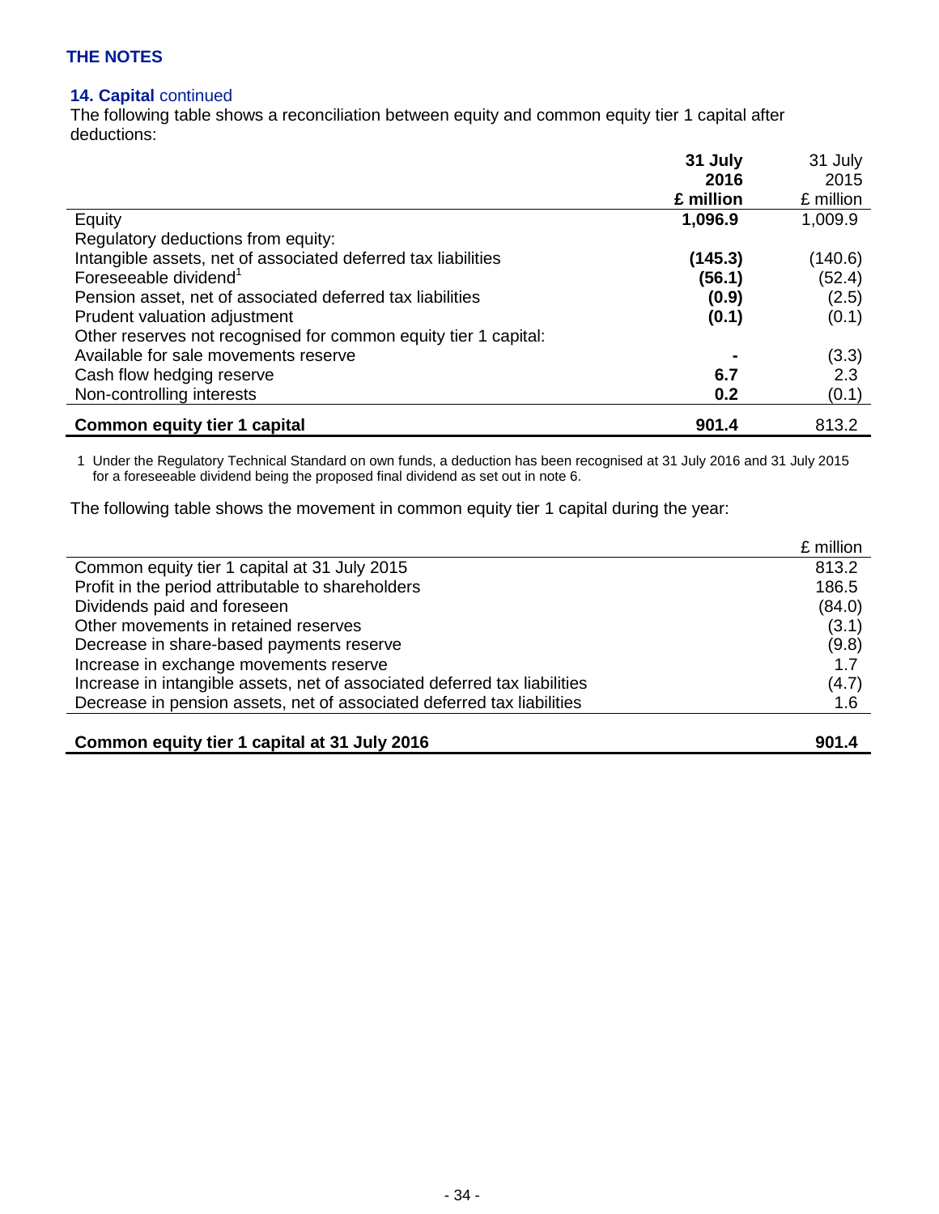## THE NOTES

### 14. Capital continued

The following table shows a reconciliation between equity and common equity tier 1 capital after deductions:

| | **31 July 2016 £ million** | 31 July 2015 £ million |
|---|---|---|
| Equity | **1,096.9** | 1,009.9 |
| Regulatory deductions from equity: | | |
| Intangible assets, net of associated deferred tax liabilities | **(145.3)** | (140.6) |
| Foreseeable dividend[1] | **(56.1)** | (52.4) |
| Pension asset, net of associated deferred tax liabilities | **(0.9)** | (2.5) |
| Prudent valuation adjustment | **(0.1)** | (0.1) |
| Other reserves not recognised for common equity tier 1 capital: | | |
| Available for sale movements reserve | **-** | (3.3) |
| Cash flow hedging reserve | **6.7** | 2.3 |
| Non-controlling interests | **0.2** | (0.1) |
| **Common equity tier 1 capital** | **901.4** | 813.2 |

1 Under the Regulatory Technical Standard on own funds, a deduction has been recognised at 31 July 2016 and 31 July 2015 for a foreseeable dividend being the proposed final dividend as set out in note 6.

The following table shows the movement in common equity tier 1 capital during the year:

| | £ million |
|---|---|
| Common equity tier 1 capital at 31 July 2015 | 813.2 |
| Profit in the period attributable to shareholders | 186.5 |
| Dividends paid and foreseen | (84.0) |
| Other movements in retained reserves | (3.1) |
| Decrease in share-based payments reserve | (9.8) |
| Increase in exchange movements reserve | 1.7 |
| Increase in intangible assets, net of associated deferred tax liabilities | (4.7) |
| Decrease in pension assets, net of associated deferred tax liabilities | 1.6 |
| **Common equity tier 1 capital at 31 July 2016** | **901.4** |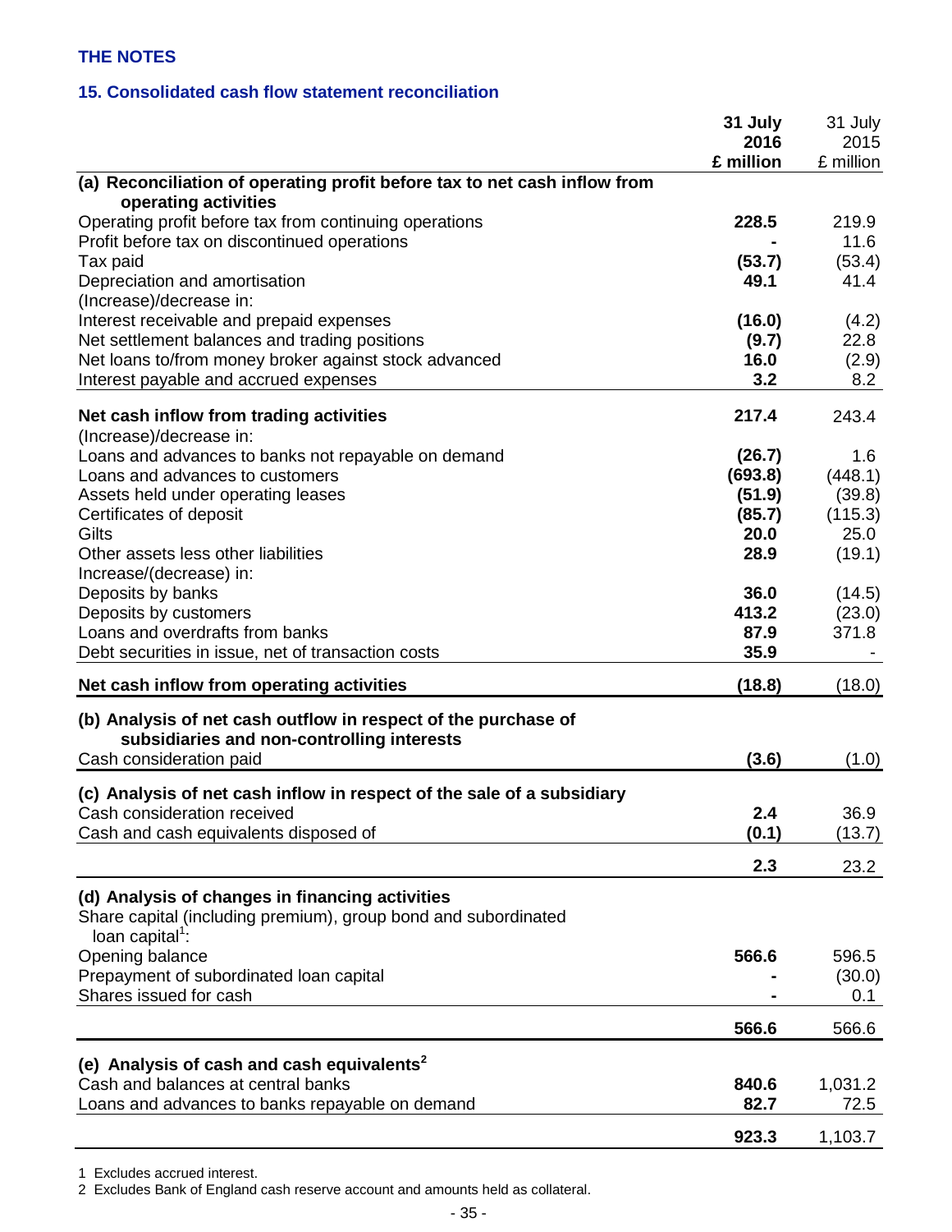## THE NOTES

### 15. Consolidated cash flow statement reconciliation

| | 31 July 2016 £ million | 31 July 2015 £ million |
|---|---|---|
| **(a) Reconciliation of operating profit before tax to net cash inflow from operating activities** | | |
| Operating profit before tax from continuing operations | **228.5** | 219.9 |
| Profit before tax on discontinued operations | **-** | 11.6 |
| Tax paid | **(53.7)** | (53.4) |
| Depreciation and amortisation | **49.1** | 41.4 |
| (Increase)/decrease in: | | |
| Interest receivable and prepaid expenses | **(16.0)** | (4.2) |
| Net settlement balances and trading positions | **(9.7)** | 22.8 |
| Net loans to/from money broker against stock advanced | **16.0** | (2.9) |
| Interest payable and accrued expenses | **3.2** | 8.2 |
| **Net cash inflow from trading activities** | **217.4** | 243.4 |
| (Increase)/decrease in: | | |
| Loans and advances to banks not repayable on demand | **(26.7)** | 1.6 |
| Loans and advances to customers | **(693.8)** | (448.1) |
| Assets held under operating leases | **(51.9)** | (39.8) |
| Certificates of deposit | **(85.7)** | (115.3) |
| Gilts | **20.0** | 25.0 |
| Other assets less other liabilities | **28.9** | (19.1) |
| Increase/(decrease) in: | | |
| Deposits by banks | **36.0** | (14.5) |
| Deposits by customers | **413.2** | (23.0) |
| Loans and overdrafts from banks | **87.9** | 371.8 |
| Debt securities in issue, net of transaction costs | **35.9** | - |
| **Net cash inflow from operating activities** | **(18.8)** | (18.0) |
| **(b) Analysis of net cash outflow in respect of the purchase of subsidiaries and non-controlling interests** | | |
| Cash consideration paid | **(3.6)** | (1.0) |
| **(c) Analysis of net cash inflow in respect of the sale of a subsidiary** | | |
| Cash consideration received | **2.4** | 36.9 |
| Cash and cash equivalents disposed of | **(0.1)** | (13.7) |
| | **2.3** | 23.2 |
| **(d) Analysis of changes in financing activities** | | |
| Share capital (including premium), group bond and subordinated loan capital[1]: | | |
| Opening balance | **566.6** | 596.5 |
| Prepayment of subordinated loan capital | **-** | (30.0) |
| Shares issued for cash | **-** | 0.1 |
| | **566.6** | 566.6 |
| **(e) Analysis of cash and cash equivalents[2]** | | |
| Cash and balances at central banks | **840.6** | 1,031.2 |
| Loans and advances to banks repayable on demand | **82.7** | 72.5 |
| | **923.3** | 1,103.7 |

1 Excludes accrued interest.

2 Excludes Bank of England cash reserve account and amounts held as collateral.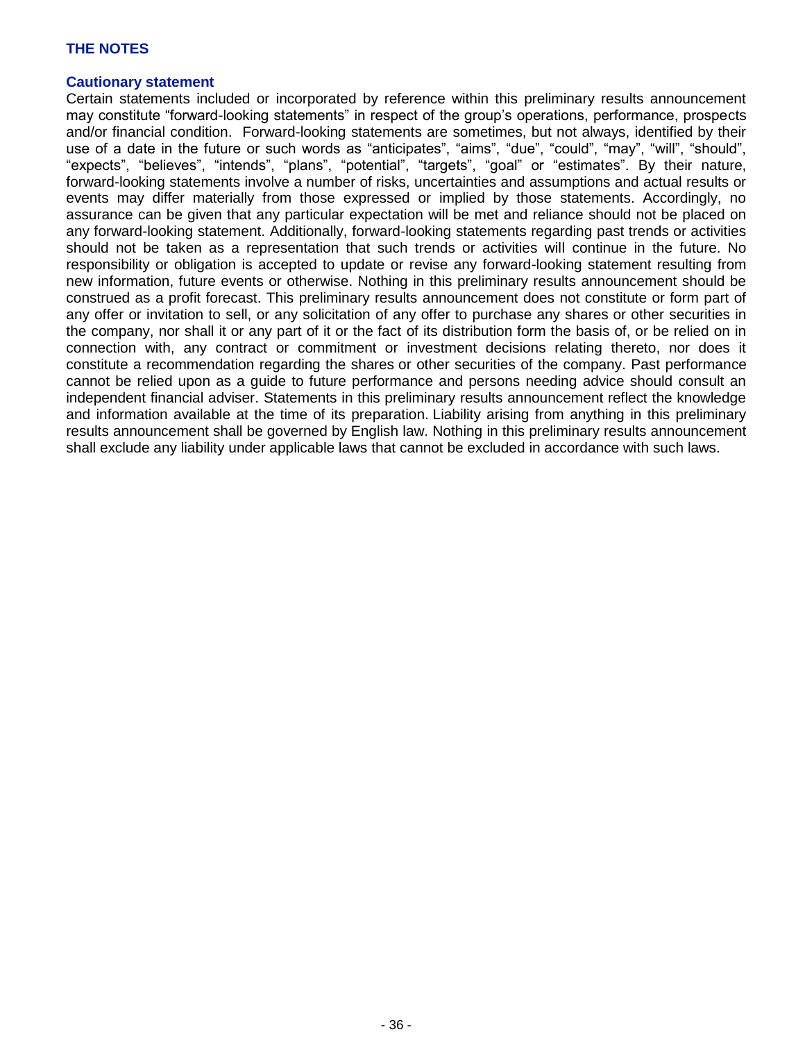## THE NOTES

### Cautionary statement

Certain statements included or incorporated by reference within this preliminary results announcement may constitute "forward-looking statements" in respect of the group's operations, performance, prospects and/or financial condition. Forward-looking statements are sometimes, but not always, identified by their use of a date in the future or such words as "anticipates", "aims", "due", "could", "may", "will", "should", "expects", "believes", "intends", "plans", "potential", "targets", "goal" or "estimates". By their nature, forward-looking statements involve a number of risks, uncertainties and assumptions and actual results or events may differ materially from those expressed or implied by those statements. Accordingly, no assurance can be given that any particular expectation will be met and reliance should not be placed on any forward-looking statement. Additionally, forward-looking statements regarding past trends or activities should not be taken as a representation that such trends or activities will continue in the future. No responsibility or obligation is accepted to update or revise any forward-looking statement resulting from new information, future events or otherwise. Nothing in this preliminary results announcement should be construed as a profit forecast. This preliminary results announcement does not constitute or form part of any offer or invitation to sell, or any solicitation of any offer to purchase any shares or other securities in the company, nor shall it or any part of it or the fact of its distribution form the basis of, or be relied on in connection with, any contract or commitment or investment decisions relating thereto, nor does it constitute a recommendation regarding the shares or other securities of the company. Past performance cannot be relied upon as a guide to future performance and persons needing advice should consult an independent financial adviser. Statements in this preliminary results announcement reflect the knowledge and information available at the time of its preparation. Liability arising from anything in this preliminary results announcement shall be governed by English law. Nothing in this preliminary results announcement shall exclude any liability under applicable laws that cannot be excluded in accordance with such laws.